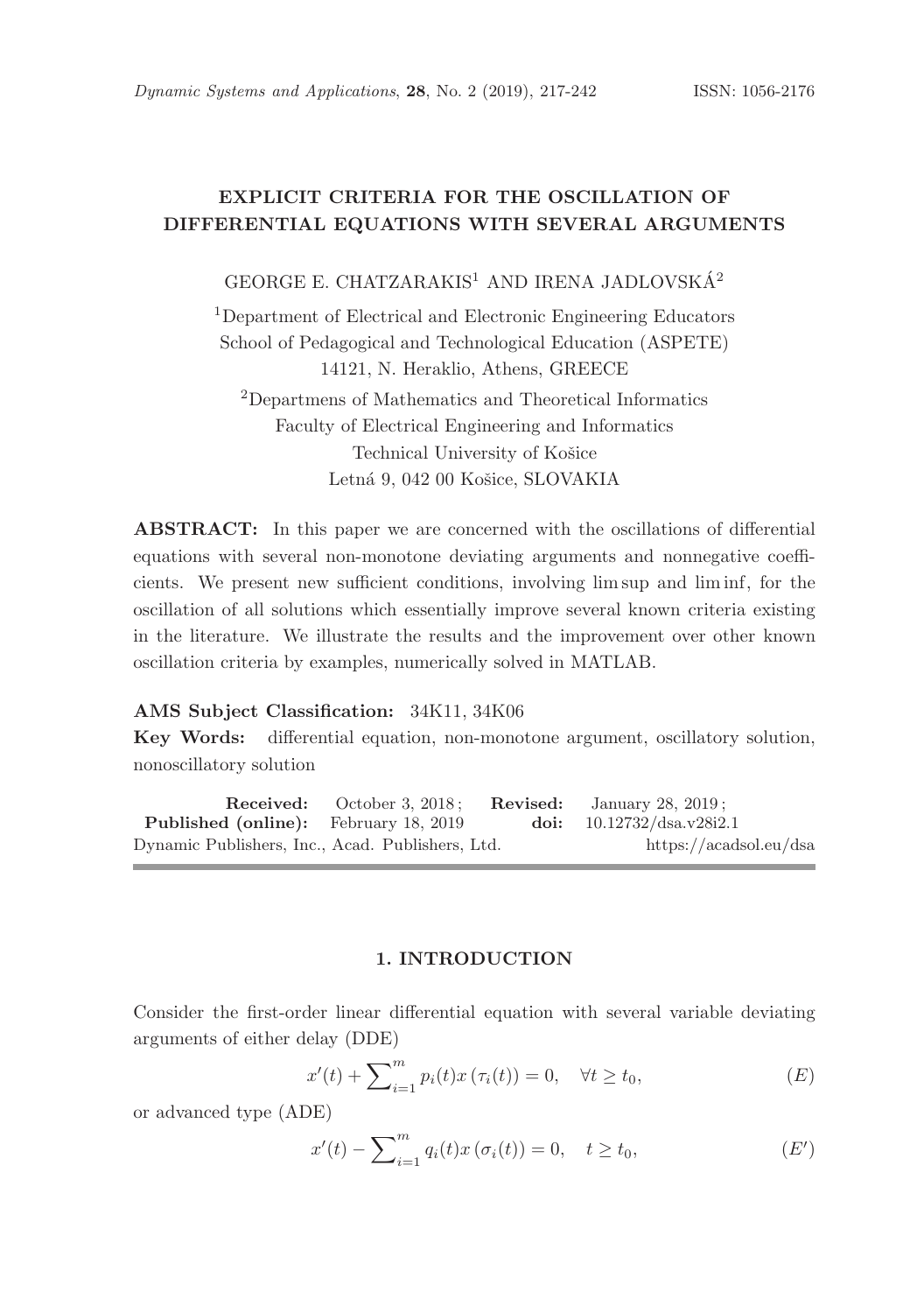# EXPLICIT CRITERIA FOR THE OSCILLATION OF DIFFERENTIAL EQUATIONS WITH SEVERAL ARGUMENTS

GEORGE E. CHATZARAKIS[1] AND IRENA JADLOVSKÁ[2]

[1]Department of Electrical and Electronic Engineering Educators
School of Pedagogical and Technological Education (ASPETE)
14121, N. Heraklio, Athens, GREECE

[2]Departmens of Mathematics and Theoretical Informatics
Faculty of Electrical Engineering and Informatics
Technical University of Košice
Letná 9, 042 00 Košice, SLOVAKIA

**ABSTRACT:** In this paper we are concerned with the oscillations of differential equations with several non-monotone deviating arguments and nonnegative coefficients. We present new sufficient conditions, involving lim sup and lim inf, for the oscillation of all solutions which essentially improve several known criteria existing in the literature. We illustrate the results and the improvement over other known oscillation criteria by examples, numerically solved in MATLAB.

**AMS Subject Classification:** 34K11, 34K06

**Key Words:** differential equation, non-monotone argument, oscillatory solution, nonoscillatory solution

**Received:** October 3, 2018; **Revised:** January 28, 2019;
**Published (online):** February 18, 2019 **doi:** 10.12732/dsa.v28i2.1
Dynamic Publishers, Inc., Acad. Publishers, Ltd. https://acadsol.eu/dsa

## 1. INTRODUCTION

Consider the first-order linear differential equation with several variable deviating arguments of either delay (DDE)

$$x'(t) + \sum_{i=1}^{m} p_i(t) x\left(\tau_i(t)\right) = 0, \quad \forall t \geq t_0, \tag{$E$}$$

or advanced type (ADE)

$$x'(t) - \sum_{i=1}^{m} q_i(t) x\left(\sigma_i(t)\right) = 0, \quad t \geq t_0, \tag{$E'$}$$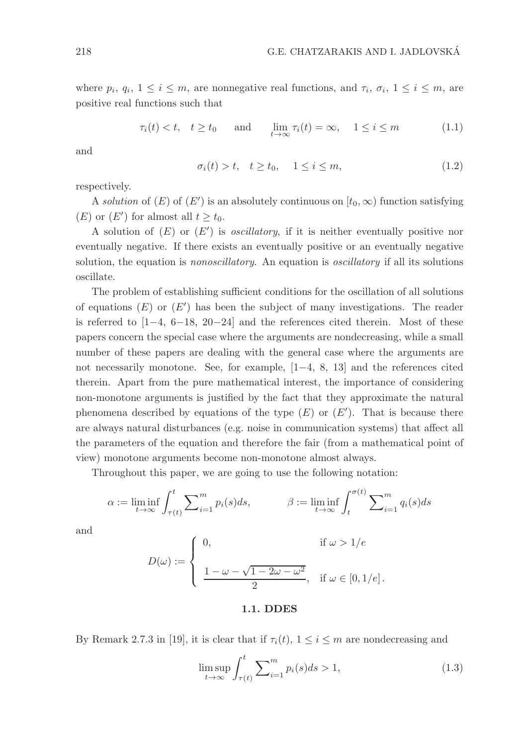where $p_i$, $q_i$, $1 \leq i \leq m$, are nonnegative real functions, and $\tau_i$, $\sigma_i$, $1 \leq i \leq m$, are positive real functions such that

$$\tau_i(t) < t, \quad t \geq t_0 \qquad \text{and} \qquad \lim_{t\to\infty} \tau_i(t) = \infty, \quad 1 \leq i \leq m \tag{1.1}$$

and

$$\sigma_i(t) > t, \quad t \geq t_0, \quad 1 \leq i \leq m, \tag{1.2}$$

respectively.

A *solution* of $(E)$ of $(E')$ is an absolutely continuous on $[t_0, \infty)$ function satisfying $(E)$ or $(E')$ for almost all $t \geq t_0$.

A solution of $(E)$ or $(E')$ is *oscillatory*, if it is neither eventually positive nor eventually negative. If there exists an eventually positive or an eventually negative solution, the equation is *nonoscillatory*. An equation is *oscillatory* if all its solutions oscillate.

The problem of establishing sufficient conditions for the oscillation of all solutions of equations $(E)$ or $(E')$ has been the subject of many investigations. The reader is referred to [1−4, 6−18, 20−24] and the references cited therein. Most of these papers concern the special case where the arguments are nondecreasing, while a small number of these papers are dealing with the general case where the arguments are not necessarily monotone. See, for example, [1−4, 8, 13] and the references cited therein. Apart from the pure mathematical interest, the importance of considering non-monotone arguments is justified by the fact that they approximate the natural phenomena described by equations of the type $(E)$ or $(E')$. That is because there are always natural disturbances (e.g. noise in communication systems) that affect all the parameters of the equation and therefore the fair (from a mathematical point of view) monotone arguments become non-monotone almost always.

Throughout this paper, we are going to use the following notation:

$$\alpha := \liminf_{t\to\infty} \int_{\tau(t)}^{t} \sum\nolimits_{i=1}^{m} p_i(s)ds, \qquad \beta := \liminf_{t\to\infty} \int_{t}^{\sigma(t)} \sum\nolimits_{i=1}^{m} q_i(s)ds$$

and

$$D(\omega) := \begin{cases} 0, & \text{if } \omega > 1/e \\[2ex] \dfrac{1 - \omega - \sqrt{1 - 2\omega - \omega^2}}{2}, & \text{if } \omega \in [0, 1/e]\,. \end{cases}$$

### 1.1. DDES

By Remark 2.7.3 in [19], it is clear that if $\tau_i(t)$, $1 \leq i \leq m$ are nondecreasing and

$$\limsup_{t\to\infty} \int_{\tau(t)}^{t} \sum\nolimits_{i=1}^{m} p_i(s)ds > 1, \tag{1.3}$$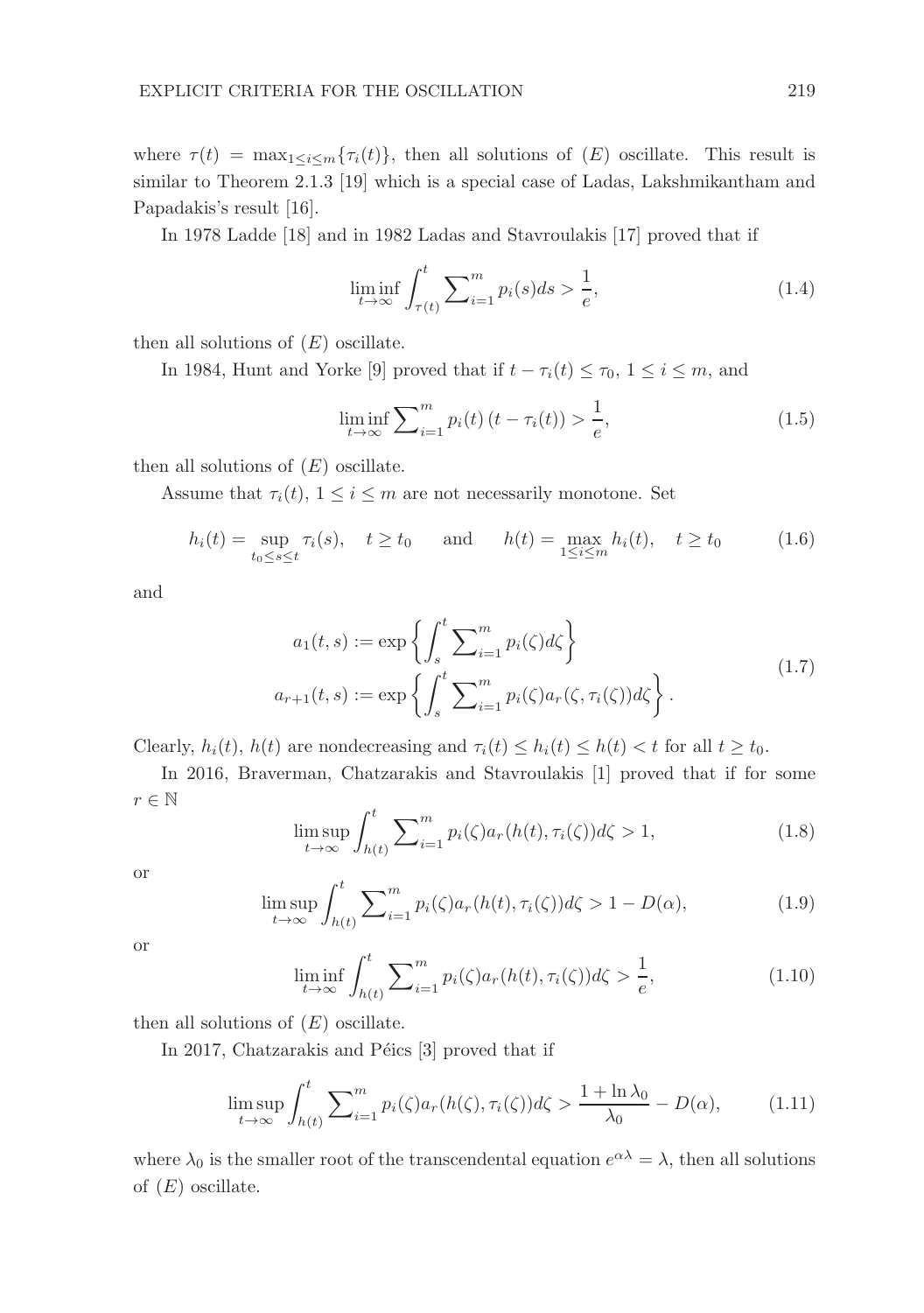where $\tau(t) = \max_{1 \le i \le m}\{\tau_i(t)\}$, then all solutions of $(E)$ oscillate. This result is similar to Theorem 2.1.3 [19] which is a special case of Ladas, Lakshmikantham and Papadakis's result [16].

In 1978 Ladde [18] and in 1982 Ladas and Stavroulakis [17] proved that if

$$\liminf_{t\to\infty} \int_{\tau(t)}^{t} \sum\nolimits_{i=1}^{m} p_i(s)ds > \frac{1}{e}, \tag{1.4}$$

then all solutions of $(E)$ oscillate.

In 1984, Hunt and Yorke [9] proved that if $t - \tau_i(t) \le \tau_0$, $1 \le i \le m$, and

$$\liminf_{t\to\infty} \sum\nolimits_{i=1}^{m} p_i(t)\left(t - \tau_i(t)\right) > \frac{1}{e}, \tag{1.5}$$

then all solutions of $(E)$ oscillate.

Assume that $\tau_i(t)$, $1 \le i \le m$ are not necessarily monotone. Set

$$h_i(t) = \sup_{t_0 \le s \le t} \tau_i(s), \quad t \ge t_0 \qquad \text{and} \qquad h(t) = \max_{1 \le i \le m} h_i(t), \quad t \ge t_0 \tag{1.6}$$

and

$$\begin{aligned} a_1(t,s) &:= \exp\left\{\int_s^t \sum\nolimits_{i=1}^{m} p_i(\zeta)d\zeta\right\} \\ a_{r+1}(t,s) &:= \exp\left\{\int_s^t \sum\nolimits_{i=1}^{m} p_i(\zeta)a_r(\zeta, \tau_i(\zeta))d\zeta\right\}. \end{aligned} \tag{1.7}$$

Clearly, $h_i(t)$, $h(t)$ are nondecreasing and $\tau_i(t) \le h_i(t) \le h(t) < t$ for all $t \ge t_0$.

In 2016, Braverman, Chatzarakis and Stavroulakis [1] proved that if for some $r \in \mathbb{N}$

$$\limsup_{t\to\infty} \int_{h(t)}^{t} \sum\nolimits_{i=1}^{m} p_i(\zeta)a_r(h(t), \tau_i(\zeta))d\zeta > 1, \tag{1.8}$$

or

$$\limsup_{t\to\infty} \int_{h(t)}^{t} \sum\nolimits_{i=1}^{m} p_i(\zeta)a_r(h(t), \tau_i(\zeta))d\zeta > 1 - D(\alpha), \tag{1.9}$$

or

$$\liminf_{t\to\infty} \int_{h(t)}^{t} \sum\nolimits_{i=1}^{m} p_i(\zeta)a_r(h(t), \tau_i(\zeta))d\zeta > \frac{1}{e}, \tag{1.10}$$

then all solutions of $(E)$ oscillate.

In 2017, Chatzarakis and Péics [3] proved that if

$$\limsup_{t\to\infty} \int_{h(t)}^{t} \sum\nolimits_{i=1}^{m} p_i(\zeta)a_r(h(\zeta), \tau_i(\zeta))d\zeta > \frac{1 + \ln \lambda_0}{\lambda_0} - D(\alpha), \tag{1.11}$$

where $\lambda_0$ is the smaller root of the transcendental equation $e^{\alpha\lambda} = \lambda$, then all solutions of $(E)$ oscillate.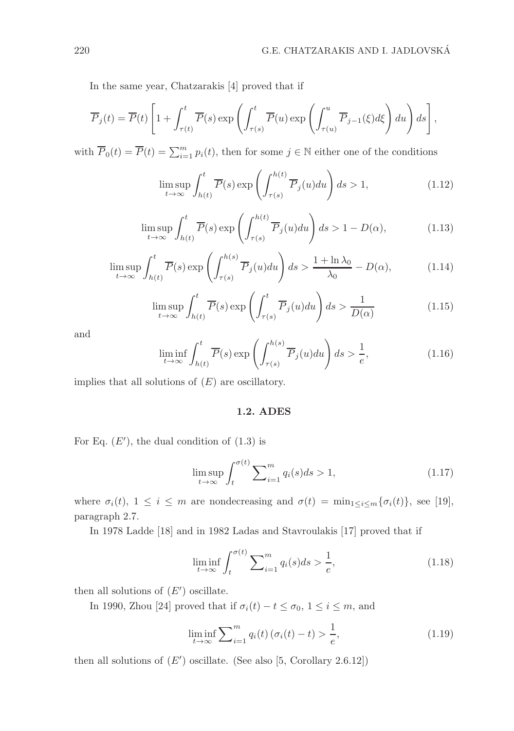In the same year, Chatzarakis [4] proved that if

$$\overline{P}_j(t) = \overline{P}(t)\left[1 + \int_{\tau(t)}^{t} \overline{P}(s)\exp\left(\int_{\tau(s)}^{t} \overline{P}(u)\exp\left(\int_{\tau(u)}^{u} \overline{P}_{j-1}(\xi)d\xi\right)du\right)ds\right],$$

with $\overline{P}_0(t) = \overline{P}(t) = \sum_{i=1}^{m} p_i(t)$, then for some $j \in \mathbb{N}$ either one of the conditions

$$\limsup_{t\to\infty} \int_{h(t)}^{t} \overline{P}(s)\exp\left(\int_{\tau(s)}^{h(t)} \overline{P}_j(u)du\right)ds > 1, \tag{1.12}$$

$$\limsup_{t\to\infty} \int_{h(t)}^{t} \overline{P}(s)\exp\left(\int_{\tau(s)}^{h(t)} \overline{P}_j(u)du\right)ds > 1 - D(\alpha), \tag{1.13}$$

$$\limsup_{t\to\infty} \int_{h(t)}^{t} \overline{P}(s)\exp\left(\int_{\tau(s)}^{h(s)} \overline{P}_j(u)du\right)ds > \frac{1+\ln\lambda_0}{\lambda_0} - D(\alpha), \tag{1.14}$$

$$\limsup_{t\to\infty} \int_{h(t)}^{t} \overline{P}(s)\exp\left(\int_{\tau(s)}^{t} \overline{P}_j(u)du\right)ds > \frac{1}{D(\alpha)} \tag{1.15}$$

and

$$\liminf_{t\to\infty} \int_{h(t)}^{t} \overline{P}(s)\exp\left(\int_{\tau(s)}^{h(s)} \overline{P}_j(u)du\right)ds > \frac{1}{e}, \tag{1.16}$$

implies that all solutions of $(E)$ are oscillatory.

### 1.2. ADES

For Eq. $(E')$, the dual condition of (1.3) is

$$\limsup_{t\to\infty} \int_{t}^{\sigma(t)} \sum\nolimits_{i=1}^{m} q_i(s)ds > 1, \tag{1.17}$$

where $\sigma_i(t)$, $1 \leq i \leq m$ are nondecreasing and $\sigma(t) = \min_{1\leq i\leq m}\{\sigma_i(t)\}$, see [19], paragraph 2.7.

In 1978 Ladde [18] and in 1982 Ladas and Stavroulakis [17] proved that if

$$\liminf_{t\to\infty} \int_{t}^{\sigma(t)} \sum\nolimits_{i=1}^{m} q_i(s)ds > \frac{1}{e}, \tag{1.18}$$

then all solutions of $(E')$ oscillate.

In 1990, Zhou [24] proved that if $\sigma_i(t) - t \leq \sigma_0$, $1 \leq i \leq m$, and

$$\liminf_{t\to\infty} \sum\nolimits_{i=1}^{m} q_i(t)\left(\sigma_i(t) - t\right) > \frac{1}{e}, \tag{1.19}$$

then all solutions of $(E')$ oscillate. (See also [5, Corollary 2.6.12])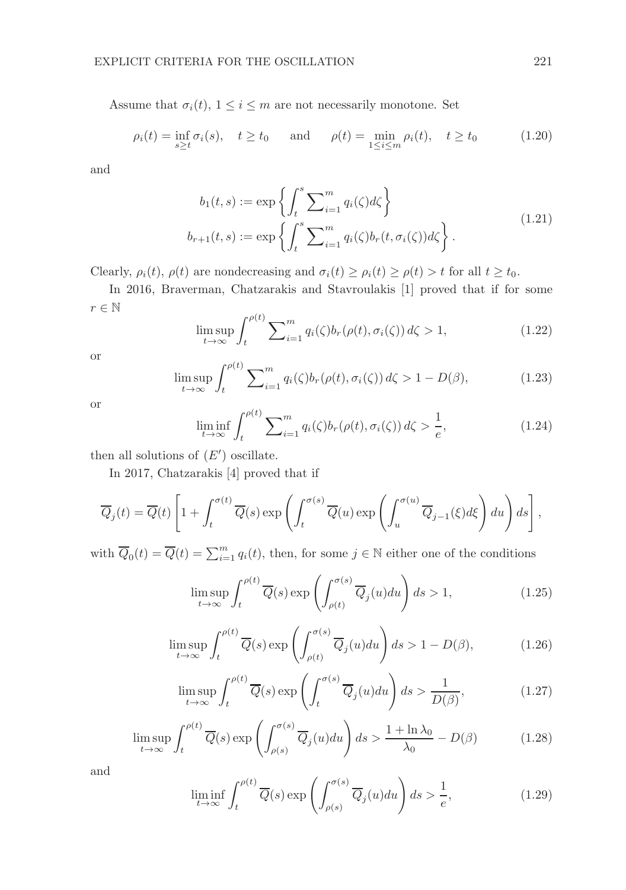Assume that $\sigma_i(t)$, $1 \le i \le m$ are not necessarily monotone. Set

$$\rho_i(t) = \inf_{s \ge t} \sigma_i(s), \quad t \ge t_0 \qquad \text{and} \qquad \rho(t) = \min_{1 \le i \le m} \rho_i(t), \quad t \ge t_0 \tag{1.20}$$

and

$$\begin{aligned} b_1(t,s) &:= \exp\left\{ \int_t^s \sum\nolimits_{i=1}^m q_i(\zeta) d\zeta \right\} \\ b_{r+1}(t,s) &:= \exp\left\{ \int_t^s \sum\nolimits_{i=1}^m q_i(\zeta) b_r(t, \sigma_i(\zeta)) d\zeta \right\}. \end{aligned} \tag{1.21}$$

Clearly, $\rho_i(t)$, $\rho(t)$ are nondecreasing and $\sigma_i(t) \ge \rho_i(t) \ge \rho(t) > t$ for all $t \ge t_0$.

In 2016, Braverman, Chatzarakis and Stavroulakis [1] proved that if for some $r \in \mathbb{N}$

$$\limsup_{t \to \infty} \int_t^{\rho(t)} \sum\nolimits_{i=1}^m q_i(\zeta) b_r(\rho(t), \sigma_i(\zeta)) \, d\zeta > 1, \tag{1.22}$$

or

$$\limsup_{t \to \infty} \int_t^{\rho(t)} \sum\nolimits_{i=1}^m q_i(\zeta) b_r(\rho(t), \sigma_i(\zeta)) \, d\zeta > 1 - D(\beta), \tag{1.23}$$

or

$$\liminf_{t \to \infty} \int_t^{\rho(t)} \sum\nolimits_{i=1}^m q_i(\zeta) b_r(\rho(t), \sigma_i(\zeta)) \, d\zeta > \frac{1}{e}, \tag{1.24}$$

then all solutions of $(E')$ oscillate.

In 2017, Chatzarakis [4] proved that if

$$\overline{Q}_j(t) = \overline{Q}(t) \left[ 1 + \int_t^{\sigma(t)} \overline{Q}(s) \exp\left( \int_t^{\sigma(s)} \overline{Q}(u) \exp\left( \int_u^{\sigma(u)} \overline{Q}_{j-1}(\xi) d\xi \right) du \right) ds \right],$$

with $\overline{Q}_0(t) = \overline{Q}(t) = \sum_{i=1}^m q_i(t)$, then, for some $j \in \mathbb{N}$ either one of the conditions

$$\limsup_{t \to \infty} \int_t^{\rho(t)} \overline{Q}(s) \exp\left( \int_{\rho(t)}^{\sigma(s)} \overline{Q}_j(u) du \right) ds > 1, \tag{1.25}$$

$$\limsup_{t \to \infty} \int_t^{\rho(t)} \overline{Q}(s) \exp\left( \int_{\rho(t)}^{\sigma(s)} \overline{Q}_j(u) du \right) ds > 1 - D(\beta), \tag{1.26}$$

$$\limsup_{t \to \infty} \int_t^{\rho(t)} \overline{Q}(s) \exp\left( \int_t^{\sigma(s)} \overline{Q}_j(u) du \right) ds > \frac{1}{D(\beta)}, \tag{1.27}$$

$$\limsup_{t \to \infty} \int_t^{\rho(t)} \overline{Q}(s) \exp\left( \int_{\rho(s)}^{\sigma(s)} \overline{Q}_j(u) du \right) ds > \frac{1 + \ln \lambda_0}{\lambda_0} - D(\beta) \tag{1.28}$$

and

$$\liminf_{t \to \infty} \int_t^{\rho(t)} \overline{Q}(s) \exp\left( \int_{\rho(s)}^{\sigma(s)} \overline{Q}_j(u) du \right) ds > \frac{1}{e}, \tag{1.29}$$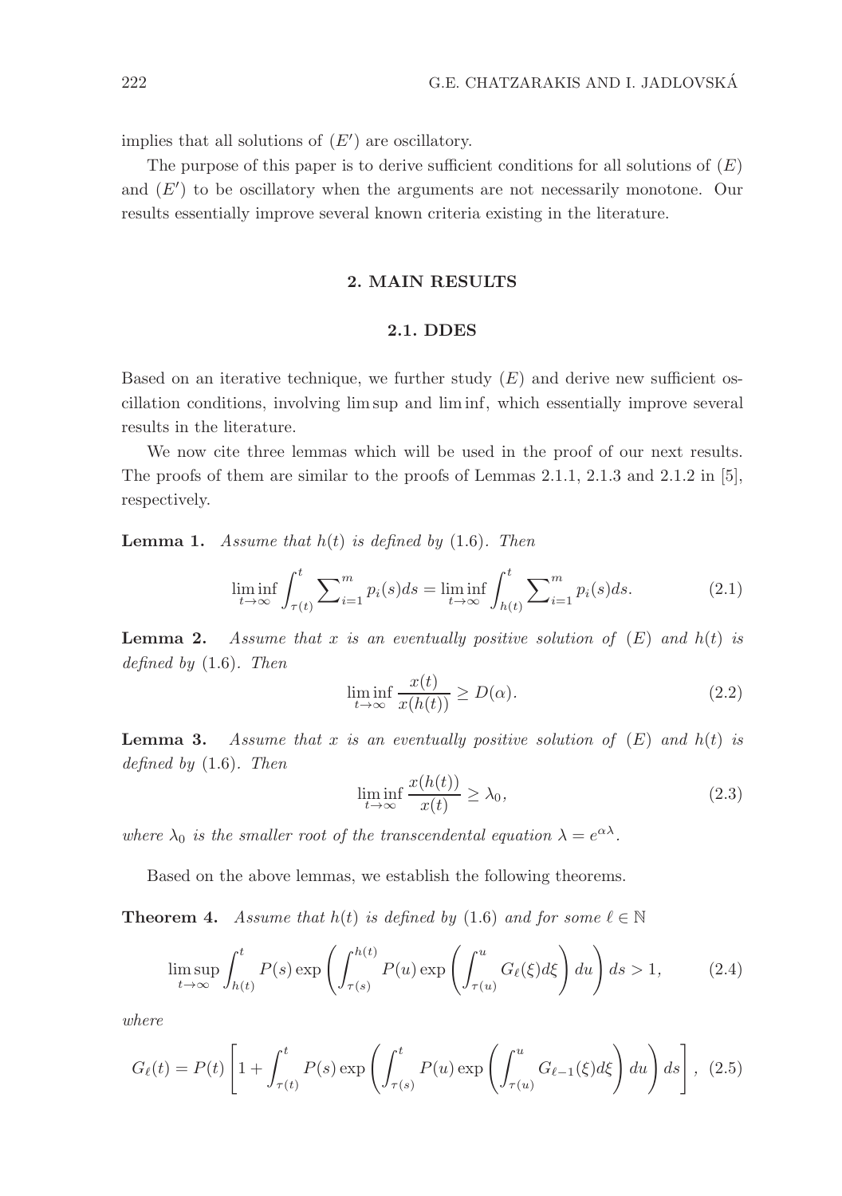implies that all solutions of $(E')$ are oscillatory.

The purpose of this paper is to derive sufficient conditions for all solutions of $(E)$ and $(E')$ to be oscillatory when the arguments are not necessarily monotone. Our results essentially improve several known criteria existing in the literature.

## 2. MAIN RESULTS

### 2.1. DDES

Based on an iterative technique, we further study $(E)$ and derive new sufficient oscillation conditions, involving lim sup and lim inf, which essentially improve several results in the literature.

We now cite three lemmas which will be used in the proof of our next results. The proofs of them are similar to the proofs of Lemmas 2.1.1, 2.1.3 and 2.1.2 in [5], respectively.

**Lemma 1.** *Assume that $h(t)$ is defined by (1.6). Then*

$$\liminf_{t\to\infty}\int_{\tau(t)}^{t}\sum\nolimits_{i=1}^{m}p_i(s)ds=\liminf_{t\to\infty}\int_{h(t)}^{t}\sum\nolimits_{i=1}^{m}p_i(s)ds. \tag{2.1}$$

**Lemma 2.** *Assume that $x$ is an eventually positive solution of $(E)$ and $h(t)$ is defined by (1.6). Then*

$$\liminf_{t\to\infty}\frac{x(t)}{x(h(t))}\geq D(\alpha). \tag{2.2}$$

**Lemma 3.** *Assume that $x$ is an eventually positive solution of $(E)$ and $h(t)$ is defined by (1.6). Then*

$$\liminf_{t\to\infty}\frac{x(h(t))}{x(t)}\geq \lambda_0, \tag{2.3}$$

*where $\lambda_0$ is the smaller root of the transcendental equation $\lambda=e^{\alpha\lambda}$.*

Based on the above lemmas, we establish the following theorems.

**Theorem 4.** *Assume that $h(t)$ is defined by (1.6) and for some $\ell\in\mathbb{N}$*

$$\limsup_{t\to\infty}\int_{h(t)}^{t}P(s)\exp\left(\int_{\tau(s)}^{h(t)}P(u)\exp\left(\int_{\tau(u)}^{u}G_\ell(\xi)d\xi\right)du\right)ds>1, \tag{2.4}$$

*where*

$$G_\ell(t)=P(t)\left[1+\int_{\tau(t)}^{t}P(s)\exp\left(\int_{\tau(s)}^{t}P(u)\exp\left(\int_{\tau(u)}^{u}G_{\ell-1}(\xi)d\xi\right)du\right)ds\right], \tag{2.5}$$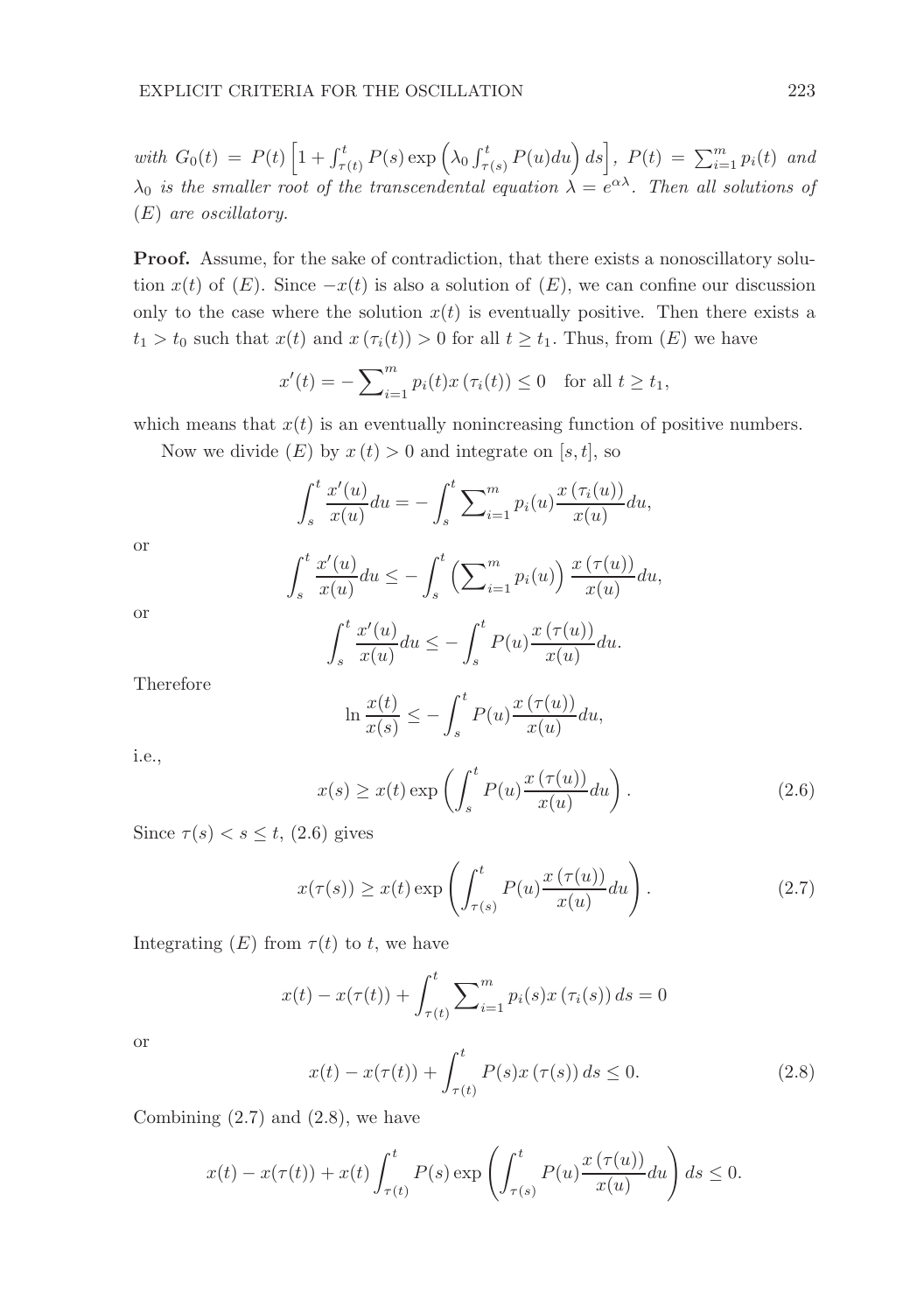*with* $G_0(t) = P(t)\left[1 + \int_{\tau(t)}^{t} P(s) \exp\left(\lambda_0 \int_{\tau(s)}^{t} P(u)du\right) ds\right]$, $P(t) = \sum_{i=1}^{m} p_i(t)$ *and* $\lambda_0$ *is the smaller root of the transcendental equation* $\lambda = e^{\alpha\lambda}$. *Then all solutions of* $(E)$ *are oscillatory.*

**Proof.** Assume, for the sake of contradiction, that there exists a nonoscillatory solution $x(t)$ of $(E)$. Since $-x(t)$ is also a solution of $(E)$, we can confine our discussion only to the case where the solution $x(t)$ is eventually positive. Then there exists a $t_1 > t_0$ such that $x(t)$ and $x(\tau_i(t)) > 0$ for all $t \geq t_1$. Thus, from $(E)$ we have

$$x'(t) = -\sum\nolimits_{i=1}^{m} p_i(t) x(\tau_i(t)) \leq 0 \quad \text{for all } t \geq t_1,$$

which means that $x(t)$ is an eventually nonincreasing function of positive numbers.

Now we divide $(E)$ by $x(t) > 0$ and integrate on $[s, t]$, so

$$\int_s^t \frac{x'(u)}{x(u)} du = -\int_s^t \sum\nolimits_{i=1}^{m} p_i(u) \frac{x(\tau_i(u))}{x(u)} du,$$

or

$$\int_s^t \frac{x'(u)}{x(u)} du \leq -\int_s^t \left(\sum\nolimits_{i=1}^{m} p_i(u)\right) \frac{x(\tau(u))}{x(u)} du,$$

or

$$\int_s^t \frac{x'(u)}{x(u)} du \leq -\int_s^t P(u) \frac{x(\tau(u))}{x(u)} du.$$

Therefore

$$\ln \frac{x(t)}{x(s)} \leq -\int_s^t P(u) \frac{x(\tau(u))}{x(u)} du,$$

i.e.,

$$x(s) \geq x(t) \exp\left(\int_s^t P(u) \frac{x(\tau(u))}{x(u)} du\right). \tag{2.6}$$

Since $\tau(s) < s \leq t$, (2.6) gives

$$x(\tau(s)) \geq x(t) \exp\left(\int_{\tau(s)}^t P(u) \frac{x(\tau(u))}{x(u)} du\right). \tag{2.7}$$

Integrating $(E)$ from $\tau(t)$ to $t$, we have

$$x(t) - x(\tau(t)) + \int_{\tau(t)}^t \sum\nolimits_{i=1}^{m} p_i(s) x(\tau_i(s)) ds = 0$$

or

$$x(t) - x(\tau(t)) + \int_{\tau(t)}^t P(s) x(\tau(s)) ds \leq 0. \tag{2.8}$$

Combining (2.7) and (2.8), we have

$$x(t) - x(\tau(t)) + x(t) \int_{\tau(t)}^t P(s) \exp\left(\int_{\tau(s)}^t P(u) \frac{x(\tau(u))}{x(u)} du\right) ds \leq 0.$$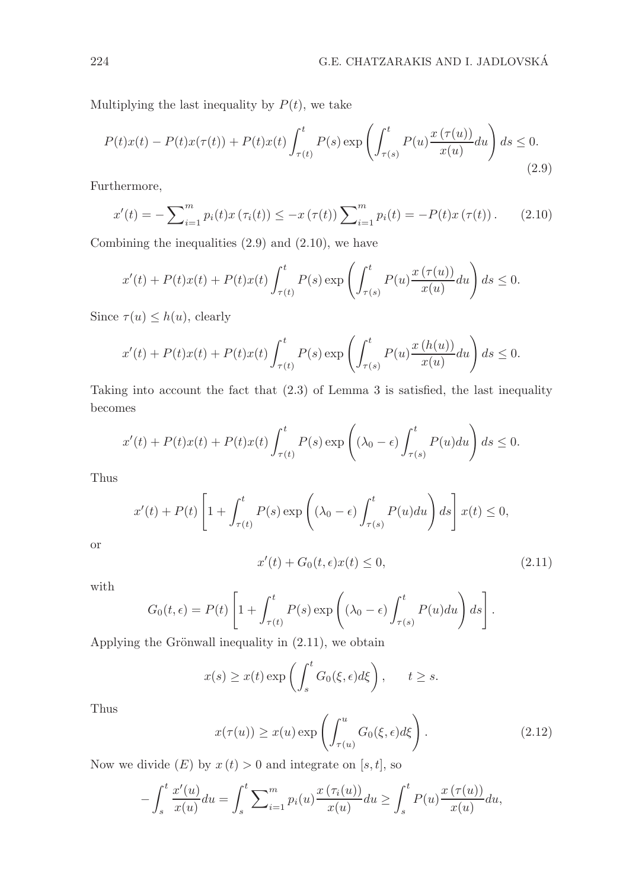Multiplying the last inequality by $P(t)$, we take

$$P(t)x(t) - P(t)x(\tau(t)) + P(t)x(t)\int_{\tau(t)}^{t} P(s)\exp\left(\int_{\tau(s)}^{t} P(u)\frac{x(\tau(u))}{x(u)}du\right)ds \le 0. \tag{2.9}$$

Furthermore,

$$x'(t) = -\sum\nolimits_{i=1}^{m} p_i(t)x(\tau_i(t)) \le -x(\tau(t))\sum\nolimits_{i=1}^{m} p_i(t) = -P(t)x(\tau(t)). \tag{2.10}$$

Combining the inequalities (2.9) and (2.10), we have

$$x'(t) + P(t)x(t) + P(t)x(t)\int_{\tau(t)}^{t} P(s)\exp\left(\int_{\tau(s)}^{t} P(u)\frac{x(\tau(u))}{x(u)}du\right)ds \le 0.$$

Since $\tau(u) \le h(u)$, clearly

$$x'(t) + P(t)x(t) + P(t)x(t)\int_{\tau(t)}^{t} P(s)\exp\left(\int_{\tau(s)}^{t} P(u)\frac{x(h(u))}{x(u)}du\right)ds \le 0.$$

Taking into account the fact that (2.3) of Lemma 3 is satisfied, the last inequality becomes

$$x'(t) + P(t)x(t) + P(t)x(t)\int_{\tau(t)}^{t} P(s)\exp\left((\lambda_0 - \epsilon)\int_{\tau(s)}^{t} P(u)du\right)ds \le 0.$$

Thus

$$x'(t) + P(t)\left[1 + \int_{\tau(t)}^{t} P(s)\exp\left((\lambda_0 - \epsilon)\int_{\tau(s)}^{t} P(u)du\right)ds\right]x(t) \le 0,$$

or

$$x'(t) + G_0(t,\epsilon)x(t) \le 0, \tag{2.11}$$

with

$$G_0(t,\epsilon) = P(t)\left[1 + \int_{\tau(t)}^{t} P(s)\exp\left((\lambda_0 - \epsilon)\int_{\tau(s)}^{t} P(u)du\right)ds\right].$$

Applying the Grönwall inequality in (2.11), we obtain

$$x(s) \ge x(t)\exp\left(\int_{s}^{t} G_0(\xi,\epsilon)d\xi\right), \qquad t \ge s.$$

Thus

$$x(\tau(u)) \ge x(u)\exp\left(\int_{\tau(u)}^{u} G_0(\xi,\epsilon)d\xi\right). \tag{2.12}$$

Now we divide $(E)$ by $x(t) > 0$ and integrate on $[s,t]$, so

$$-\int_{s}^{t} \frac{x'(u)}{x(u)}du = \int_{s}^{t} \sum\nolimits_{i=1}^{m} p_i(u)\frac{x(\tau_i(u))}{x(u)}du \ge \int_{s}^{t} P(u)\frac{x(\tau(u))}{x(u)}du,$$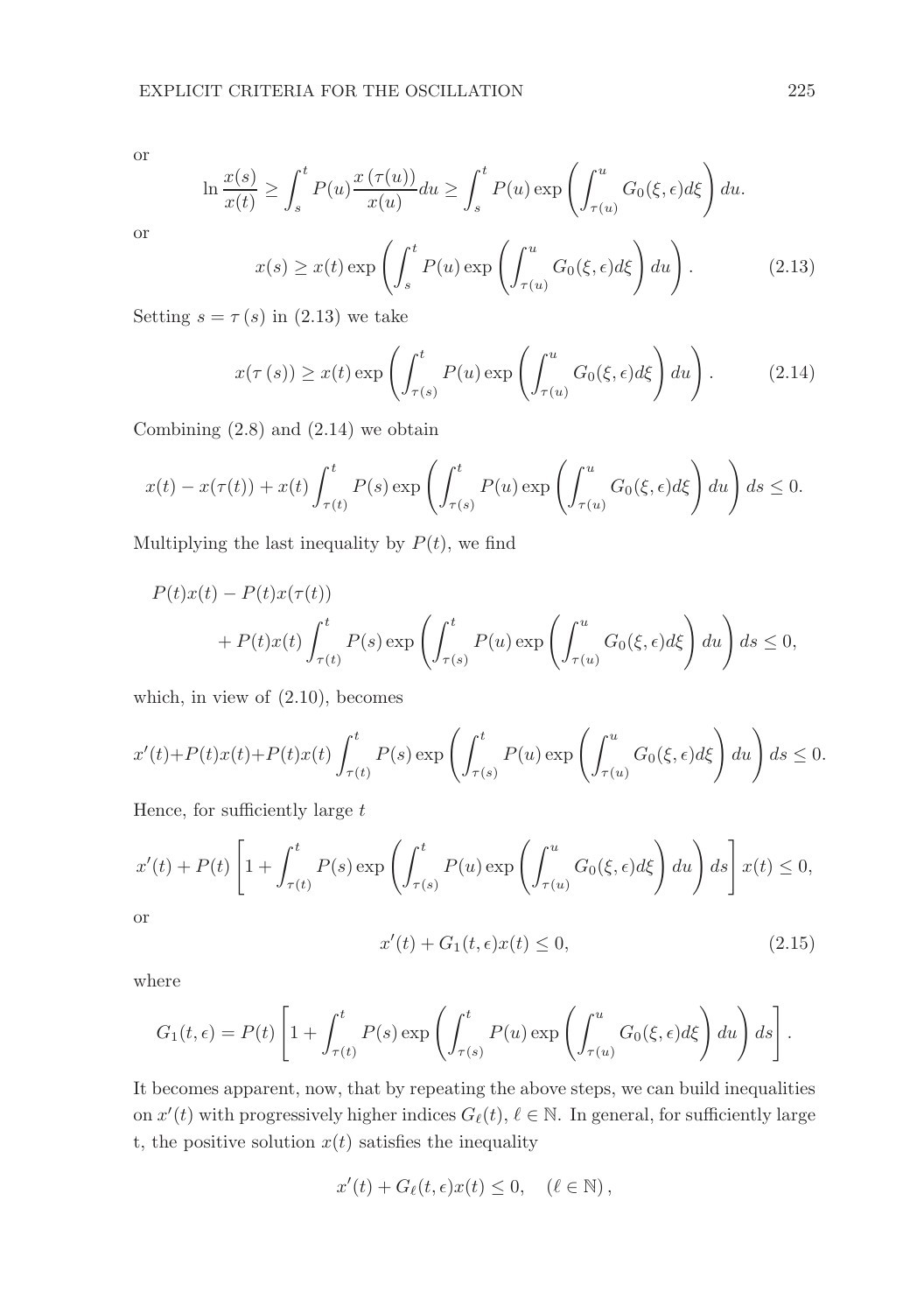or

$$\ln \frac{x(s)}{x(t)} \geq \int_s^t P(u) \frac{x(\tau(u))}{x(u)} du \geq \int_s^t P(u) \exp\left( \int_{\tau(u)}^u G_0(\xi, \epsilon) d\xi \right) du.$$

or

$$x(s) \geq x(t) \exp\left( \int_s^t P(u) \exp\left( \int_{\tau(u)}^u G_0(\xi, \epsilon) d\xi \right) du \right). \tag{2.13}$$

Setting $s = \tau(s)$ in (2.13) we take

$$x(\tau(s)) \geq x(t) \exp\left( \int_{\tau(s)}^t P(u) \exp\left( \int_{\tau(u)}^u G_0(\xi, \epsilon) d\xi \right) du \right). \tag{2.14}$$

Combining (2.8) and (2.14) we obtain

$$x(t) - x(\tau(t)) + x(t) \int_{\tau(t)}^t P(s) \exp\left( \int_{\tau(s)}^t P(u) \exp\left( \int_{\tau(u)}^u G_0(\xi, \epsilon) d\xi \right) du \right) ds \leq 0.$$

Multiplying the last inequality by $P(t)$, we find

$$\begin{aligned} &P(t)x(t) - P(t)x(\tau(t)) \\ &\qquad + P(t)x(t) \int_{\tau(t)}^t P(s) \exp\left( \int_{\tau(s)}^t P(u) \exp\left( \int_{\tau(u)}^u G_0(\xi, \epsilon) d\xi \right) du \right) ds \leq 0, \end{aligned}$$

which, in view of (2.10), becomes

$$x'(t) + P(t)x(t) + P(t)x(t) \int_{\tau(t)}^t P(s) \exp\left( \int_{\tau(s)}^t P(u) \exp\left( \int_{\tau(u)}^u G_0(\xi, \epsilon) d\xi \right) du \right) ds \leq 0.$$

Hence, for sufficiently large $t$

$$x'(t) + P(t) \left[ 1 + \int_{\tau(t)}^t P(s) \exp\left( \int_{\tau(s)}^t P(u) \exp\left( \int_{\tau(u)}^u G_0(\xi, \epsilon) d\xi \right) du \right) ds \right] x(t) \leq 0,$$

or

$$x'(t) + G_1(t, \epsilon) x(t) \leq 0, \tag{2.15}$$

where

$$G_1(t, \epsilon) = P(t) \left[ 1 + \int_{\tau(t)}^t P(s) \exp\left( \int_{\tau(s)}^t P(u) \exp\left( \int_{\tau(u)}^u G_0(\xi, \epsilon) d\xi \right) du \right) ds \right].$$

It becomes apparent, now, that by repeating the above steps, we can build inequalities on $x'(t)$ with progressively higher indices $G_\ell(t)$, $\ell \in \mathbb{N}$. In general, for sufficiently large t, the positive solution $x(t)$ satisfies the inequality

$$x'(t) + G_\ell(t, \epsilon) x(t) \leq 0, \quad (\ell \in \mathbb{N}),$$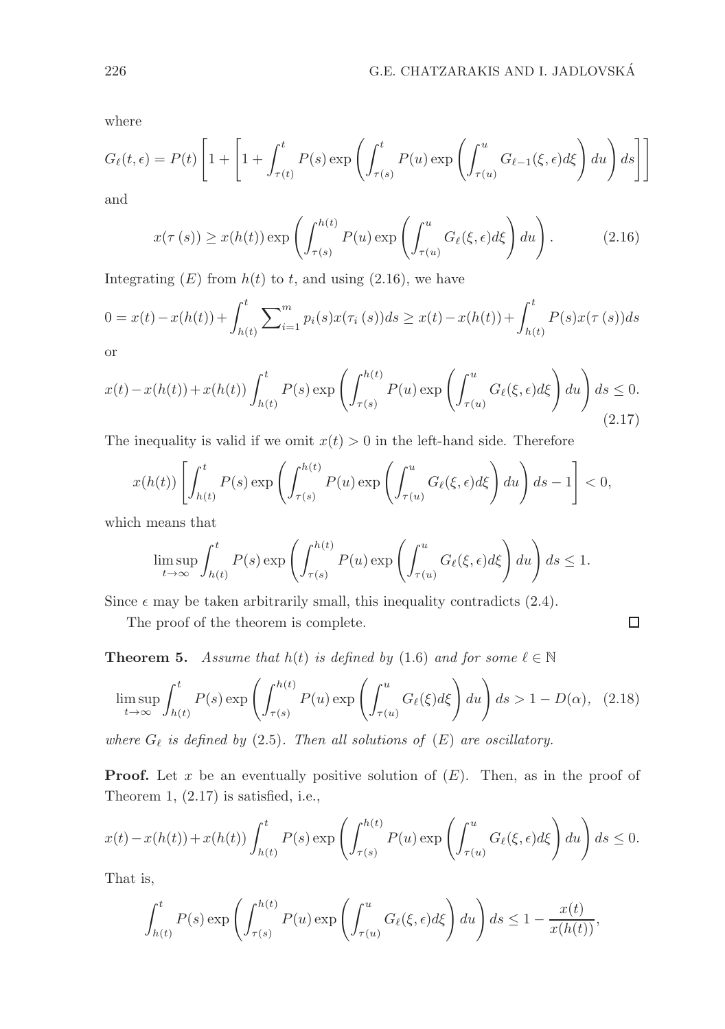where

$$G_\ell(t,\epsilon) = P(t)\left[1 + \left[1 + \int_{\tau(t)}^{t} P(s)\exp\left(\int_{\tau(s)}^{t} P(u)\exp\left(\int_{\tau(u)}^{u} G_{\ell-1}(\xi,\epsilon)d\xi\right)du\right)ds\right]\right]$$

and

$$x(\tau(s)) \geq x(h(t))\exp\left(\int_{\tau(s)}^{h(t)} P(u)\exp\left(\int_{\tau(u)}^{u} G_\ell(\xi,\epsilon)d\xi\right)du\right). \tag{2.16}$$

Integrating $(E)$ from $h(t)$ to $t$, and using (2.16), we have

$$0 = x(t) - x(h(t)) + \int_{h(t)}^{t} \sum\nolimits_{i=1}^{m} p_i(s)x(\tau_i(s))ds \geq x(t) - x(h(t)) + \int_{h(t)}^{t} P(s)x(\tau(s))ds$$

or

$$x(t) - x(h(t)) + x(h(t))\int_{h(t)}^{t} P(s)\exp\left(\int_{\tau(s)}^{h(t)} P(u)\exp\left(\int_{\tau(u)}^{u} G_\ell(\xi,\epsilon)d\xi\right)du\right)ds \leq 0. \tag{2.17}$$

The inequality is valid if we omit $x(t) > 0$ in the left-hand side. Therefore

$$x(h(t))\left[\int_{h(t)}^{t} P(s)\exp\left(\int_{\tau(s)}^{h(t)} P(u)\exp\left(\int_{\tau(u)}^{u} G_\ell(\xi,\epsilon)d\xi\right)du\right)ds - 1\right] < 0,$$

which means that

$$\limsup_{t\to\infty} \int_{h(t)}^{t} P(s)\exp\left(\int_{\tau(s)}^{h(t)} P(u)\exp\left(\int_{\tau(u)}^{u} G_\ell(\xi,\epsilon)d\xi\right)du\right)ds \leq 1.$$

Since $\epsilon$ may be taken arbitrarily small, this inequality contradicts (2.4).

The proof of the theorem is complete. $\square$

**Theorem 5.** *Assume that $h(t)$ is defined by (1.6) and for some $\ell \in \mathbb{N}$*

$$\limsup_{t\to\infty} \int_{h(t)}^{t} P(s)\exp\left(\int_{\tau(s)}^{h(t)} P(u)\exp\left(\int_{\tau(u)}^{u} G_\ell(\xi)d\xi\right)du\right)ds > 1 - D(\alpha), \tag{2.18}$$

*where $G_\ell$ is defined by (2.5). Then all solutions of $(E)$ are oscillatory.*

**Proof.** Let $x$ be an eventually positive solution of $(E)$. Then, as in the proof of Theorem 1, (2.17) is satisfied, i.e.,

$$x(t) - x(h(t)) + x(h(t))\int_{h(t)}^{t} P(s)\exp\left(\int_{\tau(s)}^{h(t)} P(u)\exp\left(\int_{\tau(u)}^{u} G_\ell(\xi,\epsilon)d\xi\right)du\right)ds \leq 0.$$

That is,

$$\int_{h(t)}^{t} P(s)\exp\left(\int_{\tau(s)}^{h(t)} P(u)\exp\left(\int_{\tau(u)}^{u} G_\ell(\xi,\epsilon)d\xi\right)du\right)ds \leq 1 - \frac{x(t)}{x(h(t))},$$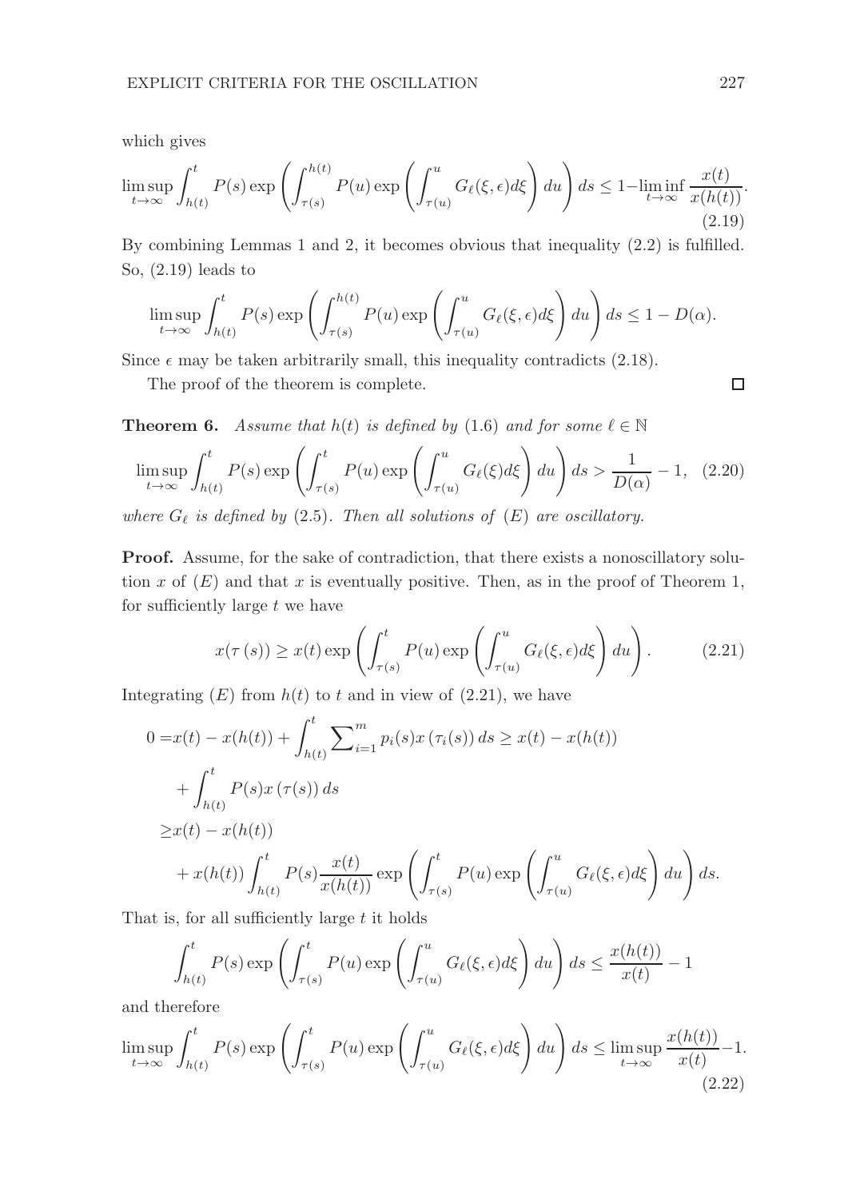which gives

$$\limsup_{t\to\infty} \int_{h(t)}^{t} P(s) \exp\left(\int_{\tau(s)}^{h(t)} P(u) \exp\left(\int_{\tau(u)}^{u} G_\ell(\xi,\epsilon) d\xi\right) du\right) ds \le 1 - \liminf_{t\to\infty} \frac{x(t)}{x(h(t))}. \tag{2.19}$$

By combining Lemmas 1 and 2, it becomes obvious that inequality (2.2) is fulfilled. So, (2.19) leads to

$$\limsup_{t\to\infty} \int_{h(t)}^{t} P(s) \exp\left(\int_{\tau(s)}^{h(t)} P(u) \exp\left(\int_{\tau(u)}^{u} G_\ell(\xi,\epsilon) d\xi\right) du\right) ds \le 1 - D(\alpha).$$

Since $\epsilon$ may be taken arbitrarily small, this inequality contradicts (2.18).

The proof of the theorem is complete. □

**Theorem 6.** *Assume that $h(t)$ is defined by (1.6) and for some $\ell \in \mathbb{N}$*

$$\limsup_{t\to\infty} \int_{h(t)}^{t} P(s) \exp\left(\int_{\tau(s)}^{t} P(u) \exp\left(\int_{\tau(u)}^{u} G_\ell(\xi) d\xi\right) du\right) ds > \frac{1}{D(\alpha)} - 1, \tag{2.20}$$

*where $G_\ell$ is defined by (2.5). Then all solutions of (E) are oscillatory.*

**Proof.** Assume, for the sake of contradiction, that there exists a nonoscillatory solution $x$ of $(E)$ and that $x$ is eventually positive. Then, as in the proof of Theorem 1, for sufficiently large $t$ we have

$$x(\tau(s)) \ge x(t) \exp\left(\int_{\tau(s)}^{t} P(u) \exp\left(\int_{\tau(u)}^{u} G_\ell(\xi,\epsilon) d\xi\right) du\right). \tag{2.21}$$

Integrating $(E)$ from $h(t)$ to $t$ and in view of (2.21), we have

$$\begin{aligned}
0 =& x(t) - x(h(t)) + \int_{h(t)}^{t} \sum_{i=1}^{m} p_i(s) x(\tau_i(s)) ds \ge x(t) - x(h(t)) \\
&+ \int_{h(t)}^{t} P(s) x(\tau(s)) ds \\
\ge& x(t) - x(h(t)) \\
&+ x(h(t)) \int_{h(t)}^{t} P(s) \frac{x(t)}{x(h(t))} \exp\left(\int_{\tau(s)}^{t} P(u) \exp\left(\int_{\tau(u)}^{u} G_\ell(\xi,\epsilon) d\xi\right) du\right) ds.
\end{aligned}$$

That is, for all sufficiently large $t$ it holds

$$\int_{h(t)}^{t} P(s) \exp\left(\int_{\tau(s)}^{t} P(u) \exp\left(\int_{\tau(u)}^{u} G_\ell(\xi,\epsilon) d\xi\right) du\right) ds \le \frac{x(h(t))}{x(t)} - 1$$

and therefore

$$\limsup_{t\to\infty} \int_{h(t)}^{t} P(s) \exp\left(\int_{\tau(s)}^{t} P(u) \exp\left(\int_{\tau(u)}^{u} G_\ell(\xi,\epsilon) d\xi\right) du\right) ds \le \limsup_{t\to\infty} \frac{x(h(t))}{x(t)} - 1. \tag{2.22}$$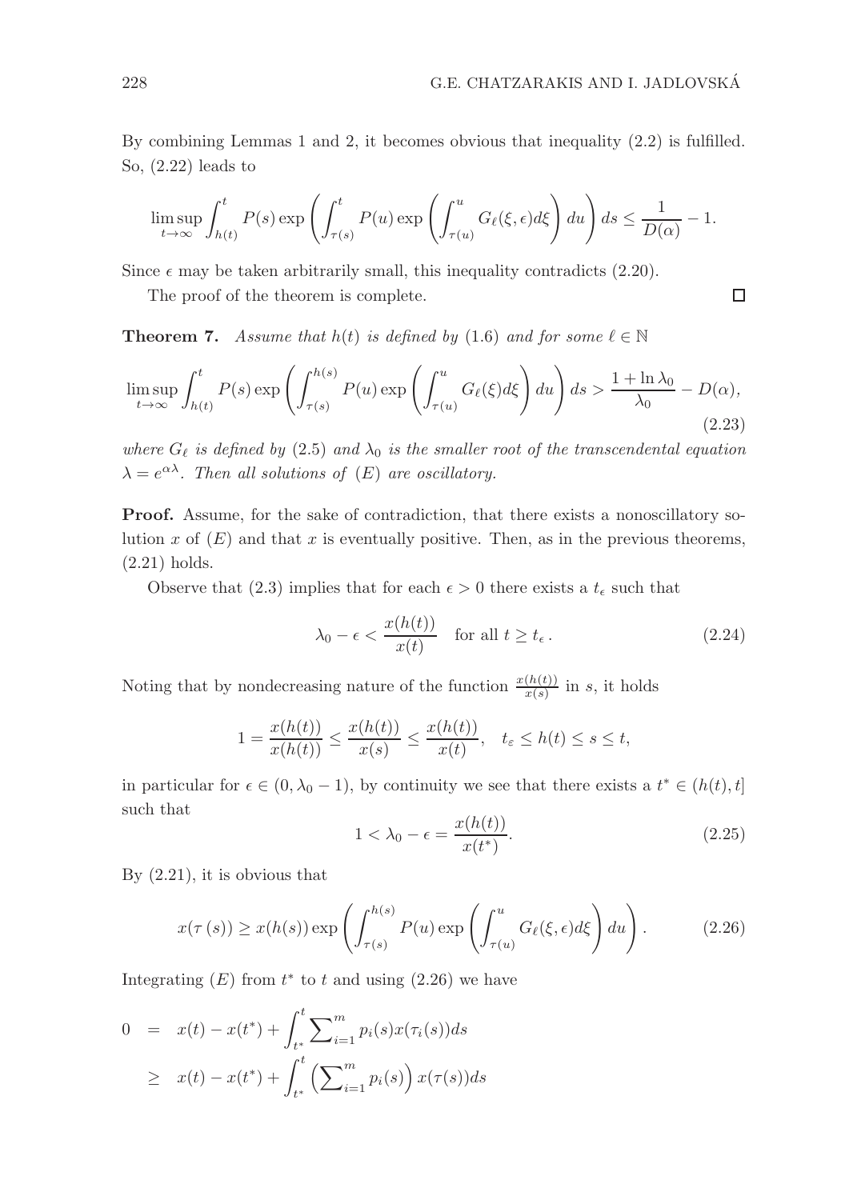By combining Lemmas 1 and 2, it becomes obvious that inequality (2.2) is fulfilled. So, (2.22) leads to

$$\limsup_{t\to\infty} \int_{h(t)}^{t} P(s) \exp\left( \int_{\tau(s)}^{t} P(u) \exp\left( \int_{\tau(u)}^{u} G_\ell(\xi, \epsilon) d\xi \right) du \right) ds \leq \frac{1}{D(\alpha)} - 1.$$

Since $\epsilon$ may be taken arbitrarily small, this inequality contradicts (2.20).

The proof of the theorem is complete. □

**Theorem 7.** *Assume that $h(t)$ is defined by* (1.6) *and for some $\ell \in \mathbb{N}$*

$$\limsup_{t\to\infty} \int_{h(t)}^{t} P(s) \exp\left( \int_{\tau(s)}^{h(s)} P(u) \exp\left( \int_{\tau(u)}^{u} G_\ell(\xi) d\xi \right) du \right) ds > \frac{1 + \ln \lambda_0}{\lambda_0} - D(\alpha), \tag{2.23}$$

*where $G_\ell$ is defined by* (2.5) *and $\lambda_0$ is the smaller root of the transcendental equation $\lambda = e^{\alpha\lambda}$. Then all solutions of* $(E)$ *are oscillatory.*

**Proof.** Assume, for the sake of contradiction, that there exists a nonoscillatory solution $x$ of $(E)$ and that $x$ is eventually positive. Then, as in the previous theorems, (2.21) holds.

Observe that (2.3) implies that for each $\epsilon > 0$ there exists a $t_\epsilon$ such that

$$\lambda_0 - \epsilon < \frac{x(h(t))}{x(t)} \quad \text{for all } t \geq t_\epsilon . \tag{2.24}$$

Noting that by nondecreasing nature of the function $\frac{x(h(t))}{x(s)}$ in $s$, it holds

$$1 = \frac{x(h(t))}{x(h(t))} \leq \frac{x(h(t))}{x(s)} \leq \frac{x(h(t))}{x(t)}, \quad t_\varepsilon \leq h(t) \leq s \leq t,$$

in particular for $\epsilon \in (0, \lambda_0 - 1)$, by continuity we see that there exists a $t^* \in (h(t), t]$ such that

$$1 < \lambda_0 - \epsilon = \frac{x(h(t))}{x(t^*)}. \tag{2.25}$$

By (2.21), it is obvious that

$$x(\tau(s)) \geq x(h(s)) \exp\left( \int_{\tau(s)}^{h(s)} P(u) \exp\left( \int_{\tau(u)}^{u} G_\ell(\xi, \epsilon) d\xi \right) du \right). \tag{2.26}$$

Integrating $(E)$ from $t^*$ to $t$ and using (2.26) we have

$$\begin{aligned} 0 &= x(t) - x(t^*) + \int_{t^*}^{t} \sum\nolimits_{i=1}^{m} p_i(s) x(\tau_i(s)) ds \\ &\geq x(t) - x(t^*) + \int_{t^*}^{t} \left( \sum\nolimits_{i=1}^{m} p_i(s) \right) x(\tau(s)) ds \end{aligned}$$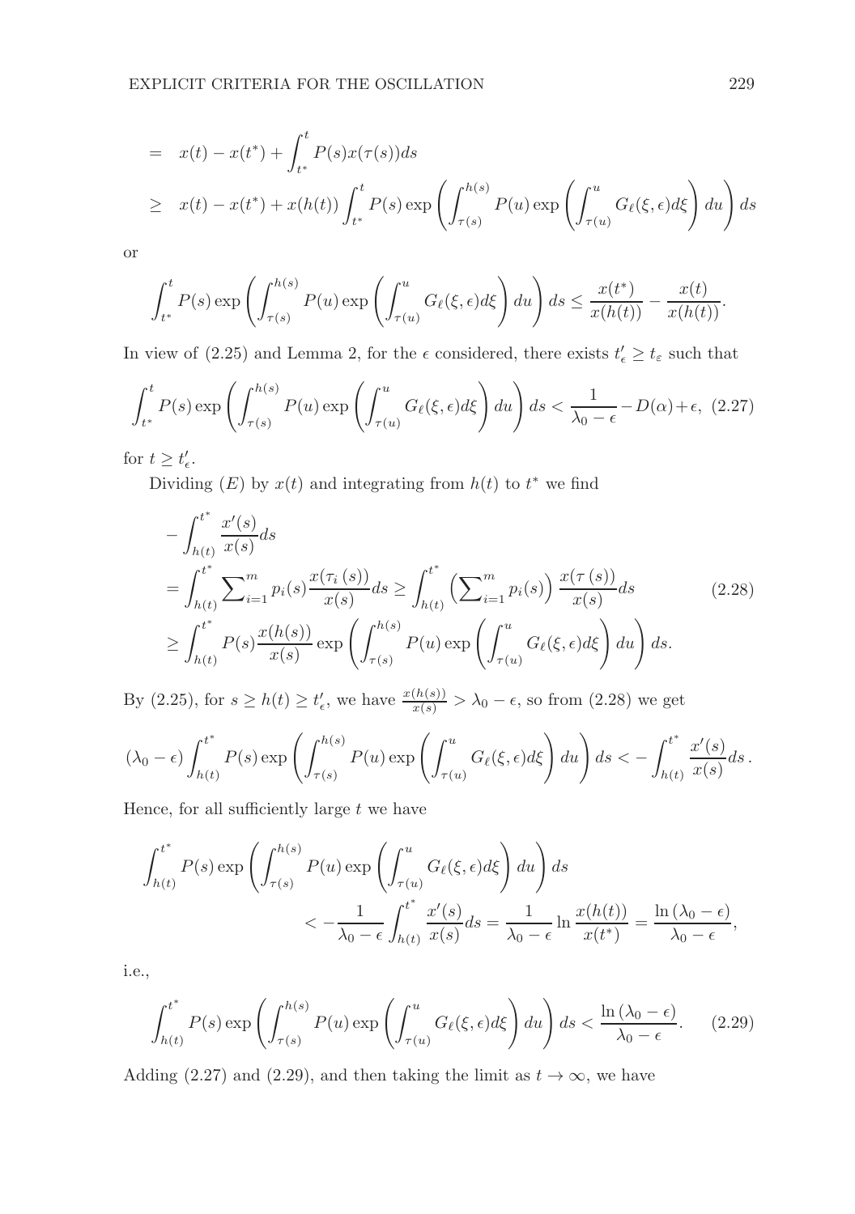$$
\begin{aligned}
&= \quad x(t) - x(t^*) + \int_{t^*}^{t} P(s) x(\tau(s)) ds \\
&\geq \quad x(t) - x(t^*) + x(h(t)) \int_{t^*}^{t} P(s) \exp\left( \int_{\tau(s)}^{h(s)} P(u) \exp\left( \int_{\tau(u)}^{u} G_\ell(\xi, \epsilon) d\xi \right) du \right) ds
\end{aligned}
$$

or

$$
\int_{t^*}^{t} P(s) \exp\left( \int_{\tau(s)}^{h(s)} P(u) \exp\left( \int_{\tau(u)}^{u} G_\ell(\xi, \epsilon) d\xi \right) du \right) ds \leq \frac{x(t^*)}{x(h(t))} - \frac{x(t)}{x(h(t))}.
$$

In view of (2.25) and Lemma 2, for the $\epsilon$ considered, there exists $t'_\epsilon \geq t_\varepsilon$ such that

$$
\int_{t^*}^{t} P(s) \exp\left( \int_{\tau(s)}^{h(s)} P(u) \exp\left( \int_{\tau(u)}^{u} G_\ell(\xi, \epsilon) d\xi \right) du \right) ds < \frac{1}{\lambda_0 - \epsilon} - D(\alpha) + \epsilon, \quad (2.27)
$$

for $t \geq t'_\epsilon$.

Dividing $(E)$ by $x(t)$ and integrating from $h(t)$ to $t^*$ we find

$$
\begin{aligned}
&- \int_{h(t)}^{t^*} \frac{x'(s)}{x(s)} ds \\
&= \int_{h(t)}^{t^*} \sum\nolimits_{i=1}^{m} p_i(s) \frac{x(\tau_i(s))}{x(s)} ds \geq \int_{h(t)}^{t^*} \left( \sum\nolimits_{i=1}^{m} p_i(s) \right) \frac{x(\tau(s))}{x(s)} ds \qquad (2.28) \\
&\geq \int_{h(t)}^{t^*} P(s) \frac{x(h(s))}{x(s)} \exp\left( \int_{\tau(s)}^{h(s)} P(u) \exp\left( \int_{\tau(u)}^{u} G_\ell(\xi, \epsilon) d\xi \right) du \right) ds.
\end{aligned}
$$

By (2.25), for $s \geq h(t) \geq t'_\epsilon$, we have $\frac{x(h(s))}{x(s)} > \lambda_0 - \epsilon$, so from (2.28) we get

$$
(\lambda_0 - \epsilon) \int_{h(t)}^{t^*} P(s) \exp\left( \int_{\tau(s)}^{h(s)} P(u) \exp\left( \int_{\tau(u)}^{u} G_\ell(\xi, \epsilon) d\xi \right) du \right) ds < - \int_{h(t)}^{t^*} \frac{x'(s)}{x(s)} ds.
$$

Hence, for all sufficiently large $t$ we have

$$
\begin{aligned}
&\int_{h(t)}^{t^*} P(s) \exp\left( \int_{\tau(s)}^{h(s)} P(u) \exp\left( \int_{\tau(u)}^{u} G_\ell(\xi, \epsilon) d\xi \right) du \right) ds \\
&\qquad\qquad < - \frac{1}{\lambda_0 - \epsilon} \int_{h(t)}^{t^*} \frac{x'(s)}{x(s)} ds = \frac{1}{\lambda_0 - \epsilon} \ln \frac{x(h(t))}{x(t^*)} = \frac{\ln(\lambda_0 - \epsilon)}{\lambda_0 - \epsilon},
\end{aligned}
$$

i.e.,

$$
\int_{h(t)}^{t^*} P(s) \exp\left( \int_{\tau(s)}^{h(s)} P(u) \exp\left( \int_{\tau(u)}^{u} G_\ell(\xi, \epsilon) d\xi \right) du \right) ds < \frac{\ln(\lambda_0 - \epsilon)}{\lambda_0 - \epsilon}. \qquad (2.29)
$$

Adding (2.27) and (2.29), and then taking the limit as $t \to \infty$, we have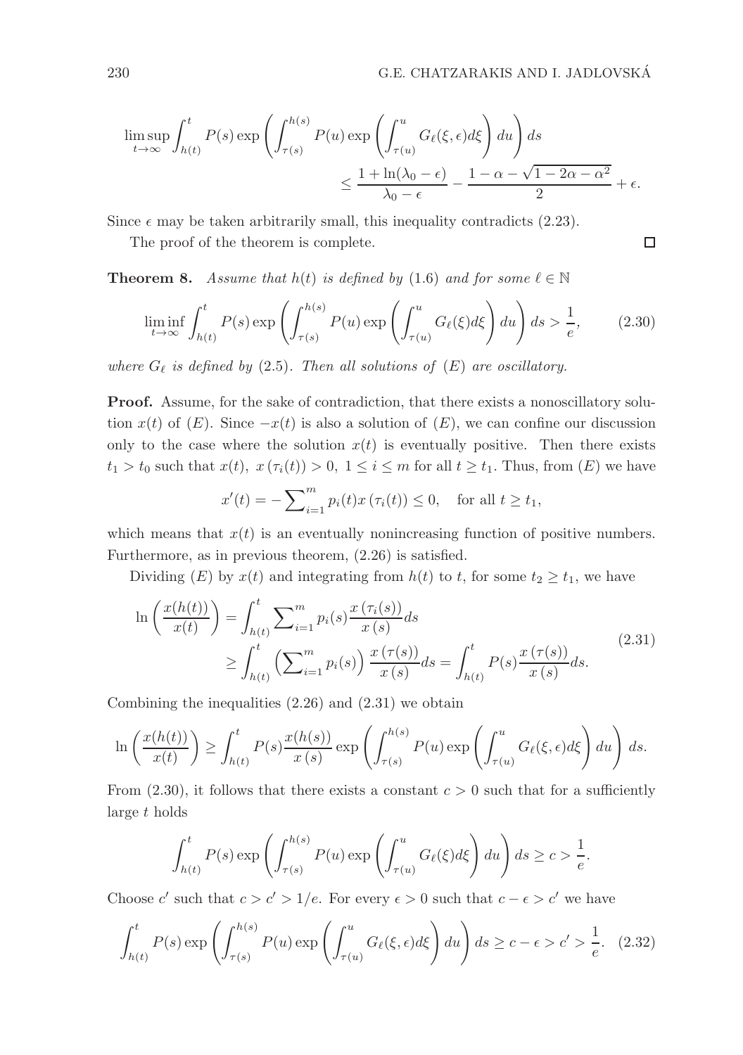$$\limsup_{t\to\infty} \int_{h(t)}^{t} P(s) \exp\left( \int_{\tau(s)}^{h(s)} P(u) \exp\left( \int_{\tau(u)}^{u} G_\ell(\xi,\epsilon) d\xi \right) du \right) ds$$
$$\leq \frac{1+\ln(\lambda_0-\epsilon)}{\lambda_0-\epsilon} - \frac{1-\alpha-\sqrt{1-2\alpha-\alpha^2}}{2} + \epsilon.$$

Since $\epsilon$ may be taken arbitrarily small, this inequality contradicts (2.23).

The proof of the theorem is complete. □

**Theorem 8.** *Assume that $h(t)$ is defined by (1.6) and for some $\ell \in \mathbb{N}$*

$$\liminf_{t\to\infty} \int_{h(t)}^{t} P(s) \exp\left( \int_{\tau(s)}^{h(s)} P(u) \exp\left( \int_{\tau(u)}^{u} G_\ell(\xi) d\xi \right) du \right) ds > \frac{1}{e}, \tag{2.30}$$

*where $G_\ell$ is defined by (2.5). Then all solutions of (E) are oscillatory.*

**Proof.** Assume, for the sake of contradiction, that there exists a nonoscillatory solution $x(t)$ of $(E)$. Since $-x(t)$ is also a solution of $(E)$, we can confine our discussion only to the case where the solution $x(t)$ is eventually positive. Then there exists $t_1 > t_0$ such that $x(t),\ x(\tau_i(t)) > 0,\ 1 \leq i \leq m$ for all $t \geq t_1$. Thus, from $(E)$ we have

$$x'(t) = -\sum\nolimits_{i=1}^{m} p_i(t) x(\tau_i(t)) \leq 0, \quad \text{for all } t \geq t_1,$$

which means that $x(t)$ is an eventually nonincreasing function of positive numbers. Furthermore, as in previous theorem, (2.26) is satisfied.

Dividing $(E)$ by $x(t)$ and integrating from $h(t)$ to $t$, for some $t_2 \geq t_1$, we have

$$\begin{aligned} \ln\left( \frac{x(h(t))}{x(t)} \right) &= \int_{h(t)}^{t} \sum\nolimits_{i=1}^{m} p_i(s) \frac{x(\tau_i(s))}{x(s)} ds \\ &\geq \int_{h(t)}^{t} \left( \sum\nolimits_{i=1}^{m} p_i(s) \right) \frac{x(\tau(s))}{x(s)} ds = \int_{h(t)}^{t} P(s) \frac{x(\tau(s))}{x(s)} ds. \end{aligned} \tag{2.31}$$

Combining the inequalities (2.26) and (2.31) we obtain

$$\ln\left( \frac{x(h(t))}{x(t)} \right) \geq \int_{h(t)}^{t} P(s) \frac{x(h(s))}{x(s)} \exp\left( \int_{\tau(s)}^{h(s)} P(u) \exp\left( \int_{\tau(u)}^{u} G_\ell(\xi,\epsilon) d\xi \right) du \right) ds.$$

From (2.30), it follows that there exists a constant $c > 0$ such that for a sufficiently large $t$ holds

$$\int_{h(t)}^{t} P(s) \exp\left( \int_{\tau(s)}^{h(s)} P(u) \exp\left( \int_{\tau(u)}^{u} G_\ell(\xi) d\xi \right) du \right) ds \geq c > \frac{1}{e}.$$

Choose $c'$ such that $c > c' > 1/e$. For every $\epsilon > 0$ such that $c - \epsilon > c'$ we have

$$\int_{h(t)}^{t} P(s) \exp\left( \int_{\tau(s)}^{h(s)} P(u) \exp\left( \int_{\tau(u)}^{u} G_\ell(\xi,\epsilon) d\xi \right) du \right) ds \geq c - \epsilon > c' > \frac{1}{e}. \tag{2.32}$$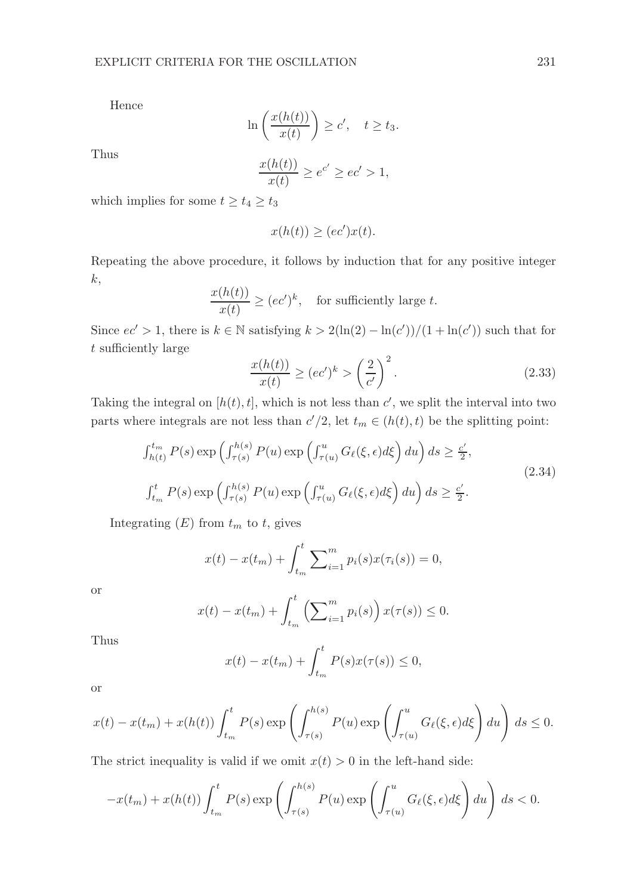Hence

$$\ln\left(\frac{x(h(t))}{x(t)}\right) \geq c', \quad t \geq t_3.$$

Thus

$$\frac{x(h(t))}{x(t)} \geq e^{c'} \geq ec' > 1,$$

which implies for some $t \geq t_4 \geq t_3$

$$x(h(t)) \geq (ec')x(t).$$

Repeating the above procedure, it follows by induction that for any positive integer $k$,

$$\frac{x(h(t))}{x(t)} \geq (ec')^k, \quad \text{for sufficiently large } t.$$

Since $ec' > 1$, there is $k \in \mathbb{N}$ satisfying $k > 2(\ln(2) - \ln(c'))/(1 + \ln(c'))$ such that for $t$ sufficiently large

$$\frac{x(h(t))}{x(t)} \geq (ec')^k > \left(\frac{2}{c'}\right)^2. \tag{2.33}$$

Taking the integral on $[h(t), t]$, which is not less than $c'$, we split the interval into two parts where integrals are not less than $c'/2$, let $t_m \in (h(t), t)$ be the splitting point:

$$\begin{aligned}
&\int_{h(t)}^{t_m} P(s)\exp\left(\int_{\tau(s)}^{h(s)} P(u)\exp\left(\int_{\tau(u)}^{u} G_\ell(\xi,\epsilon)d\xi\right)du\right)ds \geq \tfrac{c'}{2},\\
&\int_{t_m}^{t} P(s)\exp\left(\int_{\tau(s)}^{h(s)} P(u)\exp\left(\int_{\tau(u)}^{u} G_\ell(\xi,\epsilon)d\xi\right)du\right)ds \geq \tfrac{c'}{2}.
\end{aligned} \tag{2.34}$$

Integrating $(E)$ from $t_m$ to $t$, gives

$$x(t) - x(t_m) + \int_{t_m}^{t} \sum\nolimits_{i=1}^{m} p_i(s)x(\tau_i(s)) = 0,$$

or

$$x(t) - x(t_m) + \int_{t_m}^{t} \left(\sum\nolimits_{i=1}^{m} p_i(s)\right)x(\tau(s)) \leq 0.$$

Thus

$$x(t) - x(t_m) + \int_{t_m}^{t} P(s)x(\tau(s)) \leq 0,$$

or

$$x(t) - x(t_m) + x(h(t))\int_{t_m}^{t} P(s)\exp\left(\int_{\tau(s)}^{h(s)} P(u)\exp\left(\int_{\tau(u)}^{u} G_\ell(\xi,\epsilon)d\xi\right)du\right)ds \leq 0.$$

The strict inequality is valid if we omit $x(t) > 0$ in the left-hand side:

$$-x(t_m) + x(h(t))\int_{t_m}^{t} P(s)\exp\left(\int_{\tau(s)}^{h(s)} P(u)\exp\left(\int_{\tau(u)}^{u} G_\ell(\xi,\epsilon)d\xi\right)du\right)ds < 0.$$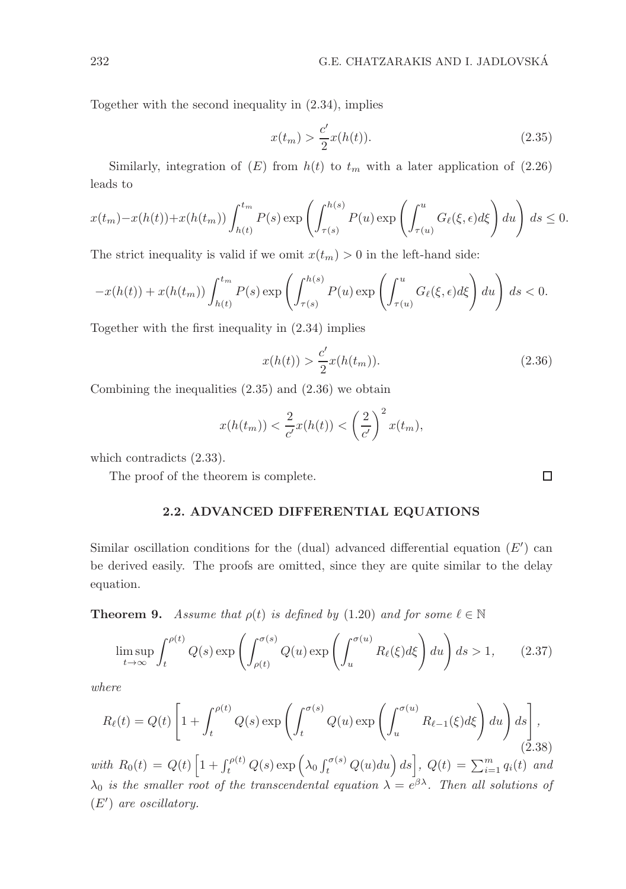Together with the second inequality in (2.34), implies

$$x(t_m) > \frac{c'}{2} x(h(t)). \tag{2.35}$$

Similarly, integration of $(E)$ from $h(t)$ to $t_m$ with a later application of (2.26) leads to

$$x(t_m) - x(h(t)) + x(h(t_m)) \int_{h(t)}^{t_m} P(s) \exp\left( \int_{\tau(s)}^{h(s)} P(u) \exp\left( \int_{\tau(u)}^{u} G_\ell(\xi, \epsilon) d\xi \right) du \right) ds \le 0.$$

The strict inequality is valid if we omit $x(t_m) > 0$ in the left-hand side:

$$-x(h(t)) + x(h(t_m)) \int_{h(t)}^{t_m} P(s) \exp\left( \int_{\tau(s)}^{h(s)} P(u) \exp\left( \int_{\tau(u)}^{u} G_\ell(\xi, \epsilon) d\xi \right) du \right) ds < 0.$$

Together with the first inequality in (2.34) implies

$$x(h(t)) > \frac{c'}{2} x(h(t_m)). \tag{2.36}$$

Combining the inequalities (2.35) and (2.36) we obtain

$$x(h(t_m)) < \frac{2}{c'} x(h(t)) < \left( \frac{2}{c'} \right)^2 x(t_m),$$

which contradicts (2.33).

The proof of the theorem is complete. □

## 2.2. ADVANCED DIFFERENTIAL EQUATIONS

Similar oscillation conditions for the (dual) advanced differential equation $(E')$ can be derived easily. The proofs are omitted, since they are quite similar to the delay equation.

**Theorem 9.** *Assume that $\rho(t)$ is defined by (1.20) and for some $\ell \in \mathbb{N}$*

$$\limsup_{t \to \infty} \int_t^{\rho(t)} Q(s) \exp\left( \int_{\rho(t)}^{\sigma(s)} Q(u) \exp\left( \int_u^{\sigma(u)} R_\ell(\xi) d\xi \right) du \right) ds > 1, \tag{2.37}$$

*where*

$$R_\ell(t) = Q(t) \left[ 1 + \int_t^{\rho(t)} Q(s) \exp\left( \int_t^{\sigma(s)} Q(u) \exp\left( \int_u^{\sigma(u)} R_{\ell-1}(\xi) d\xi \right) du \right) ds \right], \tag{2.38}$$

*with $R_0(t) = Q(t) \left[ 1 + \int_t^{\rho(t)} Q(s) \exp\left( \lambda_0 \int_t^{\sigma(s)} Q(u) du \right) ds \right]$, $Q(t) = \sum_{i=1}^m q_i(t)$ and $\lambda_0$ is the smaller root of the transcendental equation $\lambda = e^{\beta\lambda}$. Then all solutions of $(E')$ are oscillatory.*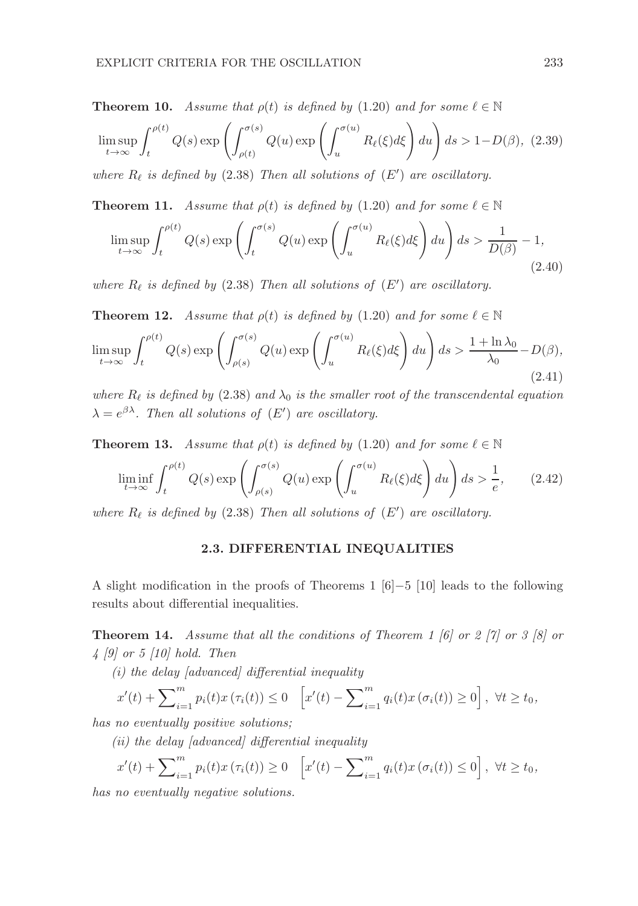**Theorem 10.** *Assume that $\rho(t)$ is defined by* (1.20) *and for some $\ell \in \mathbb{N}$*

$$\limsup_{t\to\infty} \int_t^{\rho(t)} Q(s) \exp\left(\int_{\rho(t)}^{\sigma(s)} Q(u) \exp\left(\int_u^{\sigma(u)} R_\ell(\xi)d\xi\right) du\right) ds > 1-D(\beta), \quad (2.39)$$

*where $R_\ell$ is defined by* (2.38) *Then all solutions of* $(E')$ *are oscillatory.*

**Theorem 11.** *Assume that $\rho(t)$ is defined by* (1.20) *and for some $\ell \in \mathbb{N}$*

$$\limsup_{t\to\infty} \int_t^{\rho(t)} Q(s) \exp\left(\int_t^{\sigma(s)} Q(u) \exp\left(\int_u^{\sigma(u)} R_\ell(\xi)d\xi\right) du\right) ds > \frac{1}{D(\beta)} - 1, \quad (2.40)$$

*where $R_\ell$ is defined by* (2.38) *Then all solutions of* $(E')$ *are oscillatory.*

**Theorem 12.** *Assume that $\rho(t)$ is defined by* (1.20) *and for some $\ell \in \mathbb{N}$*

$$\limsup_{t\to\infty} \int_t^{\rho(t)} Q(s) \exp\left(\int_{\rho(s)}^{\sigma(s)} Q(u) \exp\left(\int_u^{\sigma(u)} R_\ell(\xi)d\xi\right) du\right) ds > \frac{1+\ln\lambda_0}{\lambda_0} - D(\beta), \quad (2.41)$$

*where $R_\ell$ is defined by* (2.38) *and $\lambda_0$ is the smaller root of the transcendental equation $\lambda = e^{\beta\lambda}$. Then all solutions of* $(E')$ *are oscillatory.*

**Theorem 13.** *Assume that $\rho(t)$ is defined by* (1.20) *and for some $\ell \in \mathbb{N}$*

$$\liminf_{t\to\infty} \int_t^{\rho(t)} Q(s) \exp\left(\int_{\rho(s)}^{\sigma(s)} Q(u) \exp\left(\int_u^{\sigma(u)} R_\ell(\xi)d\xi\right) du\right) ds > \frac{1}{e}, \quad (2.42)$$

*where $R_\ell$ is defined by* (2.38) *Then all solutions of* $(E')$ *are oscillatory.*

### 2.3. DIFFERENTIAL INEQUALITIES

A slight modification in the proofs of Theorems 1 [6]−5 [10] leads to the following results about differential inequalities.

**Theorem 14.** *Assume that all the conditions of Theorem 1 [6] or 2 [7] or 3 [8] or 4 [9] or 5 [10] hold. Then*

*(i) the delay [advanced] differential inequality*

$$x'(t) + \sum_{i=1}^m p_i(t)x(\tau_i(t)) \leq 0 \quad \left[x'(t) - \sum_{i=1}^m q_i(t)x(\sigma_i(t)) \geq 0\right], \ \forall t \geq t_0,$$

*has no eventually positive solutions;*

*(ii) the delay [advanced] differential inequality*

$$x'(t) + \sum_{i=1}^m p_i(t)x(\tau_i(t)) \geq 0 \quad \left[x'(t) - \sum_{i=1}^m q_i(t)x(\sigma_i(t)) \leq 0\right], \ \forall t \geq t_0,$$

*has no eventually negative solutions.*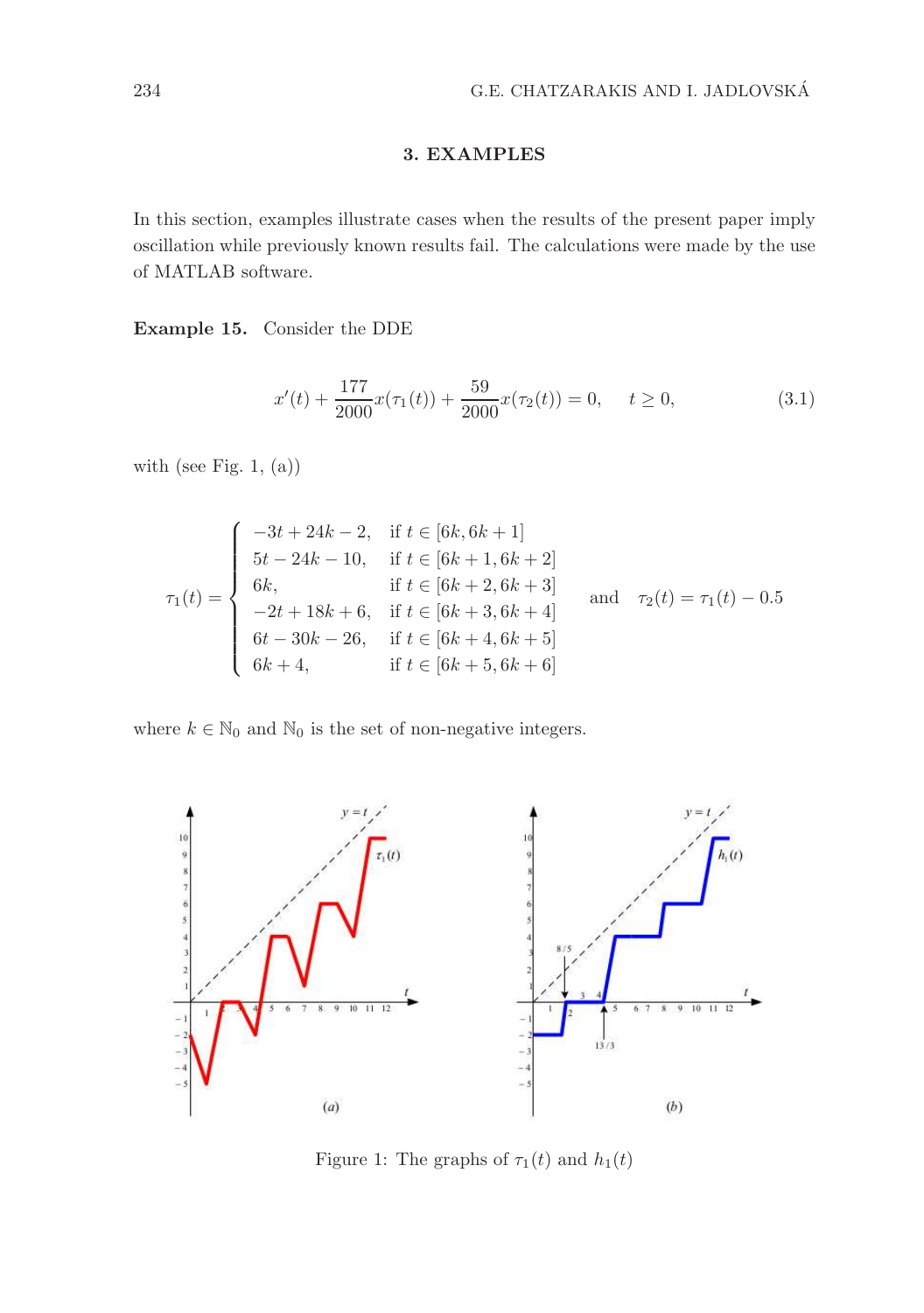## 3. EXAMPLES

In this section, examples illustrate cases when the results of the present paper imply oscillation while previously known results fail. The calculations were made by the use of MATLAB software.

**Example 15.** Consider the DDE

$$x'(t) + \frac{177}{2000}x(\tau_1(t)) + \frac{59}{2000}x(\tau_2(t)) = 0, \quad t \geq 0, \tag{3.1}$$

with (see Fig. 1, (a))

$$\tau_1(t) = \begin{cases} -3t + 24k - 2, & \text{if } t \in [6k, 6k+1] \\ 5t - 24k - 10, & \text{if } t \in [6k+1, 6k+2] \\ 6k, & \text{if } t \in [6k+2, 6k+3] \\ -2t + 18k + 6, & \text{if } t \in [6k+3, 6k+4] \\ 6t - 30k - 26, & \text{if } t \in [6k+4, 6k+5] \\ 6k+4, & \text{if } t \in [6k+5, 6k+6] \end{cases} \quad \text{and} \quad \tau_2(t) = \tau_1(t) - 0.5$$

where $k \in \mathbb{N}_0$ and $\mathbb{N}_0$ is the set of non-negative integers.

Figure 1: The graphs of $\tau_1(t)$ and $h_1(t)$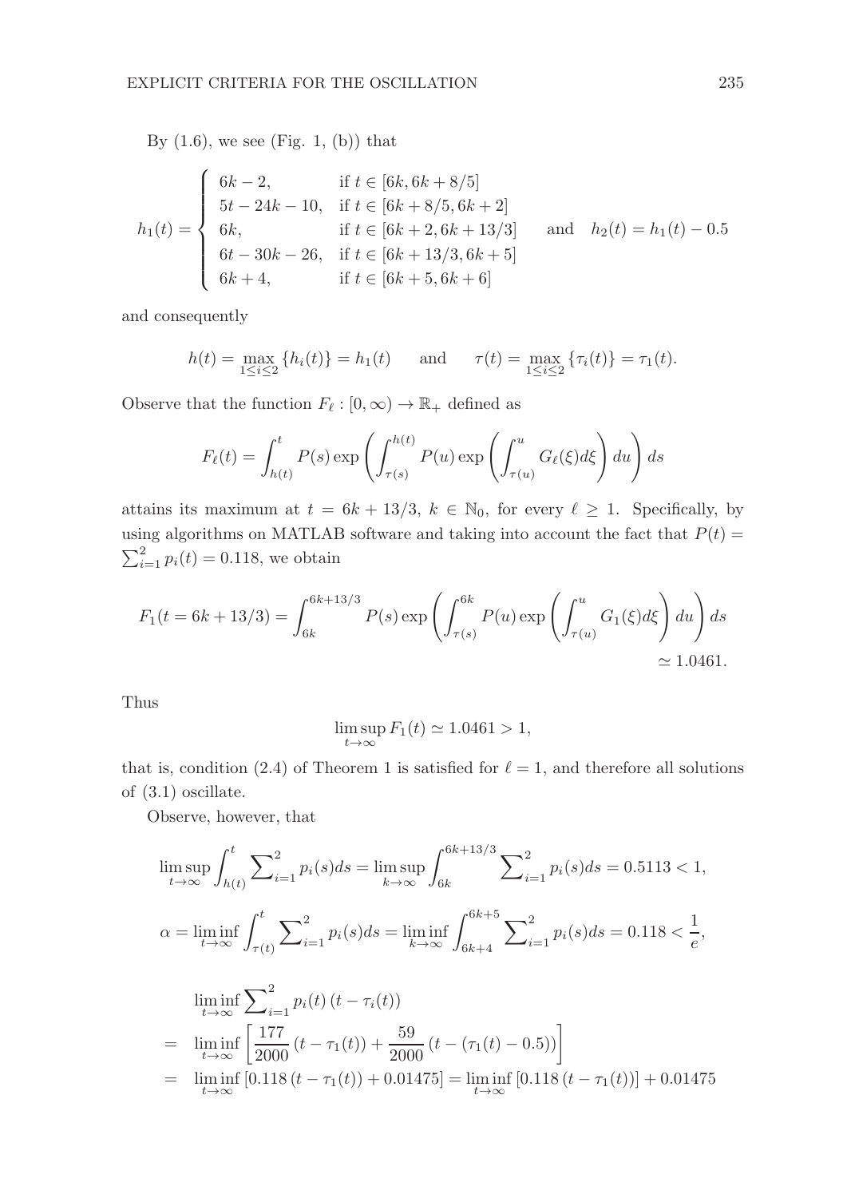By (1.6), we see (Fig. 1, (b)) that

$$h_1(t) = \begin{cases} 6k-2, & \text{if } t \in [6k, 6k+8/5] \\ 5t-24k-10, & \text{if } t \in [6k+8/5, 6k+2] \\ 6k, & \text{if } t \in [6k+2, 6k+13/3] \\ 6t-30k-26, & \text{if } t \in [6k+13/3, 6k+5] \\ 6k+4, & \text{if } t \in [6k+5, 6k+6] \end{cases} \quad \text{and} \quad h_2(t) = h_1(t) - 0.5$$

and consequently

$$h(t) = \max_{1 \le i \le 2} \{h_i(t)\} = h_1(t) \qquad \text{and} \qquad \tau(t) = \max_{1 \le i \le 2} \{\tau_i(t)\} = \tau_1(t).$$

Observe that the function $F_\ell : [0, \infty) \to \mathbb{R}_+$ defined as

$$F_\ell(t) = \int_{h(t)}^{t} P(s) \exp\left( \int_{\tau(s)}^{h(t)} P(u) \exp\left( \int_{\tau(u)}^{u} G_\ell(\xi) d\xi \right) du \right) ds$$

attains its maximum at $t = 6k + 13/3$, $k \in \mathbb{N}_0$, for every $\ell \ge 1$. Specifically, by using algorithms on MATLAB software and taking into account the fact that $P(t) = \sum_{i=1}^{2} p_i(t) = 0.118$, we obtain

$$F_1(t = 6k+13/3) = \int_{6k}^{6k+13/3} P(s) \exp\left( \int_{\tau(s)}^{6k} P(u) \exp\left( \int_{\tau(u)}^{u} G_1(\xi) d\xi \right) du \right) ds \simeq 1.0461.$$

Thus

$$\limsup_{t \to \infty} F_1(t) \simeq 1.0461 > 1,$$

that is, condition (2.4) of Theorem 1 is satisfied for $\ell = 1$, and therefore all solutions of (3.1) oscillate.

Observe, however, that

$$\limsup_{t \to \infty} \int_{h(t)}^{t} \sum\nolimits_{i=1}^{2} p_i(s) ds = \limsup_{k \to \infty} \int_{6k}^{6k+13/3} \sum\nolimits_{i=1}^{2} p_i(s) ds = 0.5113 < 1,$$

$$\alpha = \liminf_{t \to \infty} \int_{\tau(t)}^{t} \sum\nolimits_{i=1}^{2} p_i(s) ds = \liminf_{k \to \infty} \int_{6k+4}^{6k+5} \sum\nolimits_{i=1}^{2} p_i(s) ds = 0.118 < \frac{1}{e},$$

$$\begin{aligned} &\liminf_{t \to \infty} \sum\nolimits_{i=1}^{2} p_i(t) \left(t - \tau_i(t)\right) \\ = \;& \liminf_{t \to \infty} \left[ \frac{177}{2000} \left(t - \tau_1(t)\right) + \frac{59}{2000} \left(t - (\tau_1(t) - 0.5)\right) \right] \\ = \;& \liminf_{t \to \infty} \left[0.118 \left(t - \tau_1(t)\right) + 0.01475\right] = \liminf_{t \to \infty} \left[0.118 \left(t - \tau_1(t)\right)\right] + 0.01475 \end{aligned}$$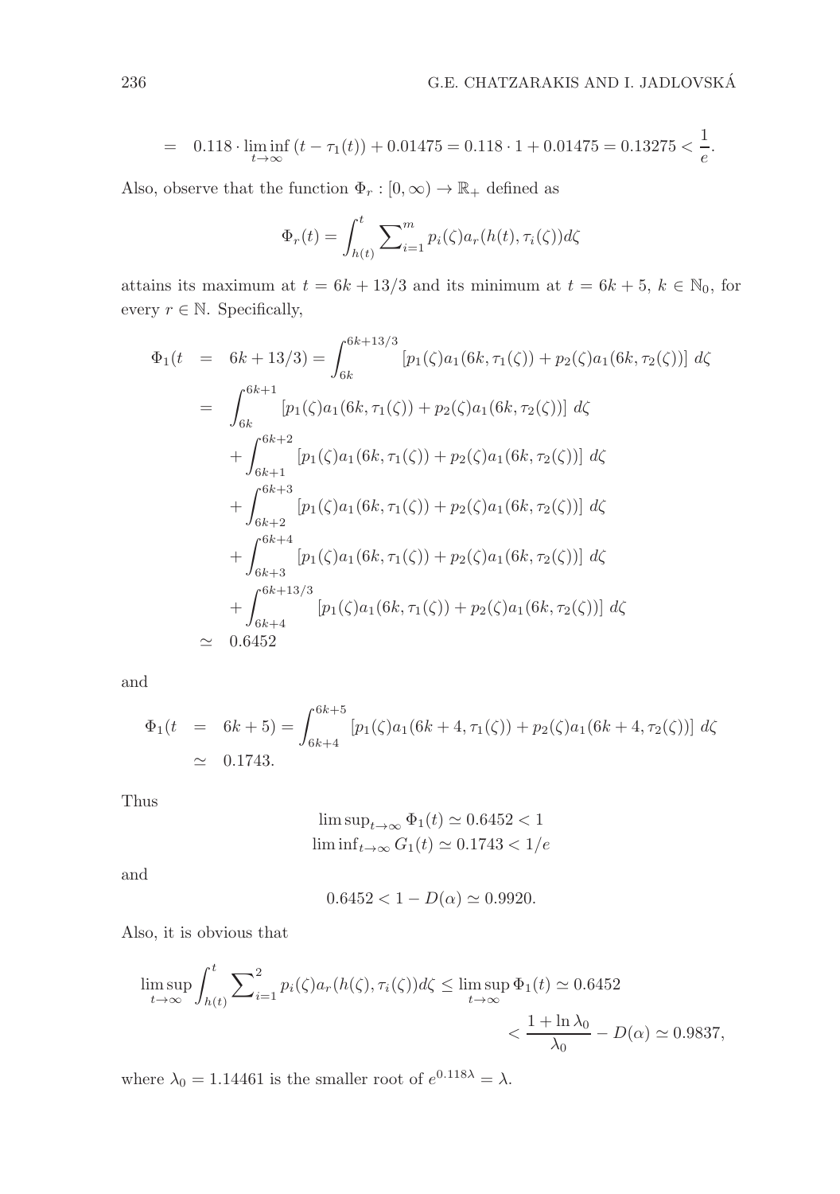$$= \quad 0.118 \cdot \liminf_{t\to\infty} (t - \tau_1(t)) + 0.01475 = 0.118 \cdot 1 + 0.01475 = 0.13275 < \frac{1}{e}.$$

Also, observe that the function $\Phi_r : [0,\infty) \to \mathbb{R}_+$ defined as

$$\Phi_r(t) = \int_{h(t)}^{t} \sum\nolimits_{i=1}^{m} p_i(\zeta) a_r(h(t), \tau_i(\zeta)) d\zeta$$

attains its maximum at $t = 6k + 13/3$ and its minimum at $t = 6k + 5$, $k \in \mathbb{N}_0$, for every $r \in \mathbb{N}$. Specifically,

$$\begin{aligned}
\Phi_1(t &= 6k + 13/3) = \int_{6k}^{6k+13/3} \left[p_1(\zeta)a_1(6k, \tau_1(\zeta)) + p_2(\zeta)a_1(6k, \tau_2(\zeta))\right] d\zeta \\
&= \int_{6k}^{6k+1} \left[p_1(\zeta)a_1(6k, \tau_1(\zeta)) + p_2(\zeta)a_1(6k, \tau_2(\zeta))\right] d\zeta \\
&\quad + \int_{6k+1}^{6k+2} \left[p_1(\zeta)a_1(6k, \tau_1(\zeta)) + p_2(\zeta)a_1(6k, \tau_2(\zeta))\right] d\zeta \\
&\quad + \int_{6k+2}^{6k+3} \left[p_1(\zeta)a_1(6k, \tau_1(\zeta)) + p_2(\zeta)a_1(6k, \tau_2(\zeta))\right] d\zeta \\
&\quad + \int_{6k+3}^{6k+4} \left[p_1(\zeta)a_1(6k, \tau_1(\zeta)) + p_2(\zeta)a_1(6k, \tau_2(\zeta))\right] d\zeta \\
&\quad + \int_{6k+4}^{6k+13/3} \left[p_1(\zeta)a_1(6k, \tau_1(\zeta)) + p_2(\zeta)a_1(6k, \tau_2(\zeta))\right] d\zeta \\
&\simeq 0.6452
\end{aligned}$$

and

$$\begin{aligned}
\Phi_1(t &= 6k + 5) = \int_{6k+4}^{6k+5} \left[p_1(\zeta)a_1(6k+4, \tau_1(\zeta)) + p_2(\zeta)a_1(6k+4, \tau_2(\zeta))\right] d\zeta \\
&\simeq 0.1743.
\end{aligned}$$

Thus

$$\begin{gathered}
\limsup\nolimits_{t\to\infty} \Phi_1(t) \simeq 0.6452 < 1 \\
\liminf\nolimits_{t\to\infty} G_1(t) \simeq 0.1743 < 1/e
\end{gathered}$$

and

$$0.6452 < 1 - D(\alpha) \simeq 0.9920.$$

Also, it is obvious that

$$\begin{aligned}
\limsup_{t\to\infty} \int_{h(t)}^{t} \sum\nolimits_{i=1}^{2} p_i(\zeta) a_r(h(\zeta), \tau_i(\zeta)) d\zeta &\le \limsup_{t\to\infty} \Phi_1(t) \simeq 0.6452 \\
&< \frac{1 + \ln \lambda_0}{\lambda_0} - D(\alpha) \simeq 0.9837,
\end{aligned}$$

where $\lambda_0 = 1.14461$ is the smaller root of $e^{0.118\lambda} = \lambda$.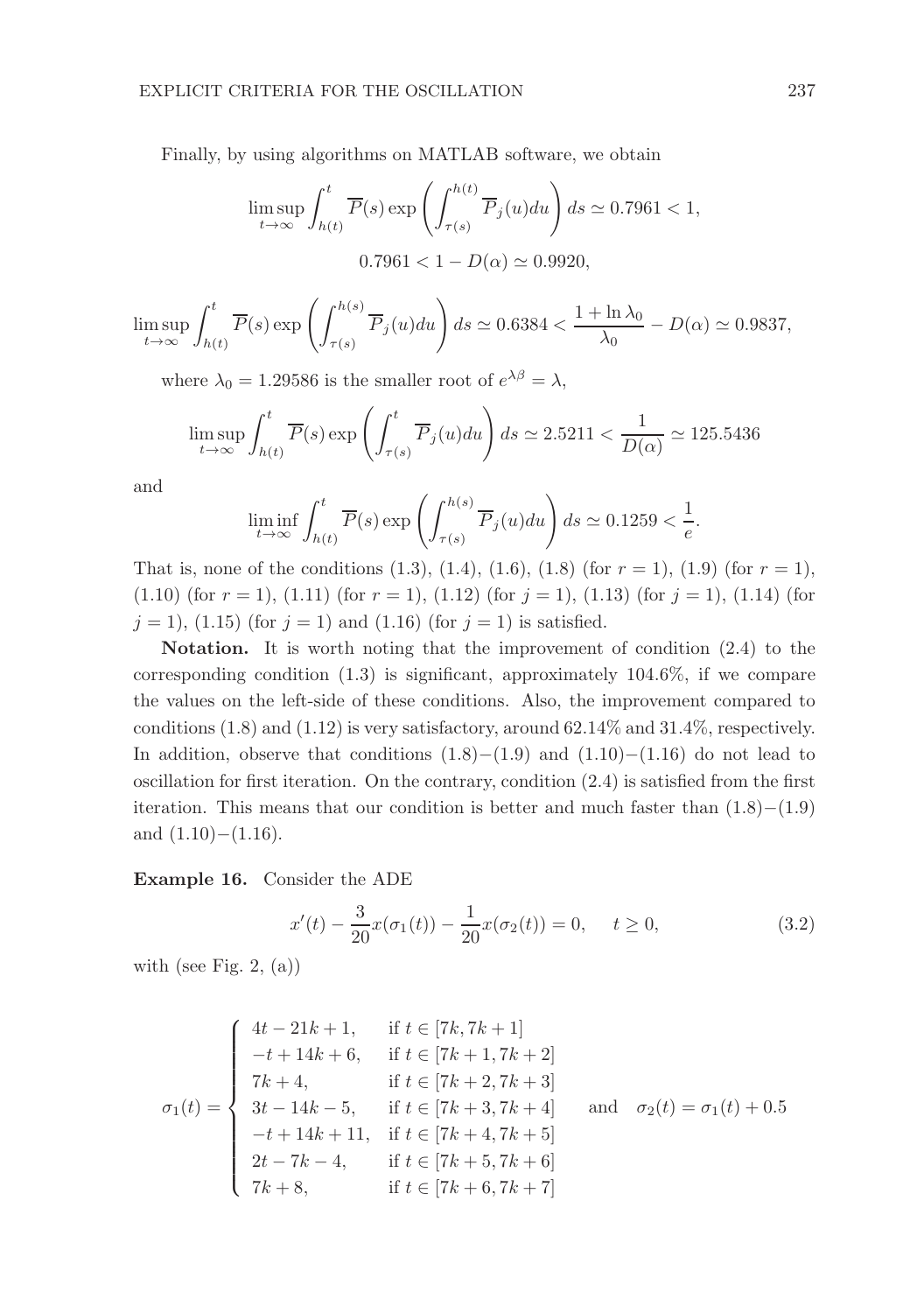Finally, by using algorithms on MATLAB software, we obtain

$$\limsup_{t\to\infty} \int_{h(t)}^{t} \overline{P}(s) \exp\left(\int_{\tau(s)}^{h(t)} \overline{P}_j(u)du\right) ds \simeq 0.7961 < 1,$$

$$0.7961 < 1 - D(\alpha) \simeq 0.9920,$$

$$\limsup_{t\to\infty} \int_{h(t)}^{t} \overline{P}(s) \exp\left(\int_{\tau(s)}^{h(s)} \overline{P}_j(u)du\right) ds \simeq 0.6384 < \frac{1+\ln\lambda_0}{\lambda_0} - D(\alpha) \simeq 0.9837,$$

where $\lambda_0 = 1.29586$ is the smaller root of $e^{\lambda\beta} = \lambda$,

$$\limsup_{t\to\infty} \int_{h(t)}^{t} \overline{P}(s) \exp\left(\int_{\tau(s)}^{t} \overline{P}_j(u)du\right) ds \simeq 2.5211 < \frac{1}{D(\alpha)} \simeq 125.5436$$

and

$$\liminf_{t\to\infty} \int_{h(t)}^{t} \overline{P}(s) \exp\left(\int_{\tau(s)}^{h(s)} \overline{P}_j(u)du\right) ds \simeq 0.1259 < \frac{1}{e}.$$

That is, none of the conditions (1.3), (1.4), (1.6), (1.8) (for $r = 1$), (1.9) (for $r = 1$), (1.10) (for $r = 1$), (1.11) (for $r = 1$), (1.12) (for $j = 1$), (1.13) (for $j = 1$), (1.14) (for $j = 1$), (1.15) (for $j = 1$) and (1.16) (for $j = 1$) is satisfied.

**Notation.** It is worth noting that the improvement of condition (2.4) to the corresponding condition (1.3) is significant, approximately 104.6%, if we compare the values on the left-side of these conditions. Also, the improvement compared to conditions (1.8) and (1.12) is very satisfactory, around 62.14% and 31.4%, respectively. In addition, observe that conditions (1.8)−(1.9) and (1.10)−(1.16) do not lead to oscillation for first iteration. On the contrary, condition (2.4) is satisfied from the first iteration. This means that our condition is better and much faster than (1.8)−(1.9) and (1.10)−(1.16).

**Example 16.** Consider the ADE

$$x'(t) - \frac{3}{20}x(\sigma_1(t)) - \frac{1}{20}x(\sigma_2(t)) = 0, \quad t \geq 0, \tag{3.2}$$

with (see Fig. 2, (a))

$$\sigma_1(t) = \begin{cases} 4t - 21k + 1, & \text{if } t \in [7k, 7k+1] \\ -t + 14k + 6, & \text{if } t \in [7k+1, 7k+2] \\ 7k + 4, & \text{if } t \in [7k+2, 7k+3] \\ 3t - 14k - 5, & \text{if } t \in [7k+3, 7k+4] \\ -t + 14k + 11, & \text{if } t \in [7k+4, 7k+5] \\ 2t - 7k - 4, & \text{if } t \in [7k+5, 7k+6] \\ 7k + 8, & \text{if } t \in [7k+6, 7k+7] \end{cases} \quad \text{and} \quad \sigma_2(t) = \sigma_1(t) + 0.5$$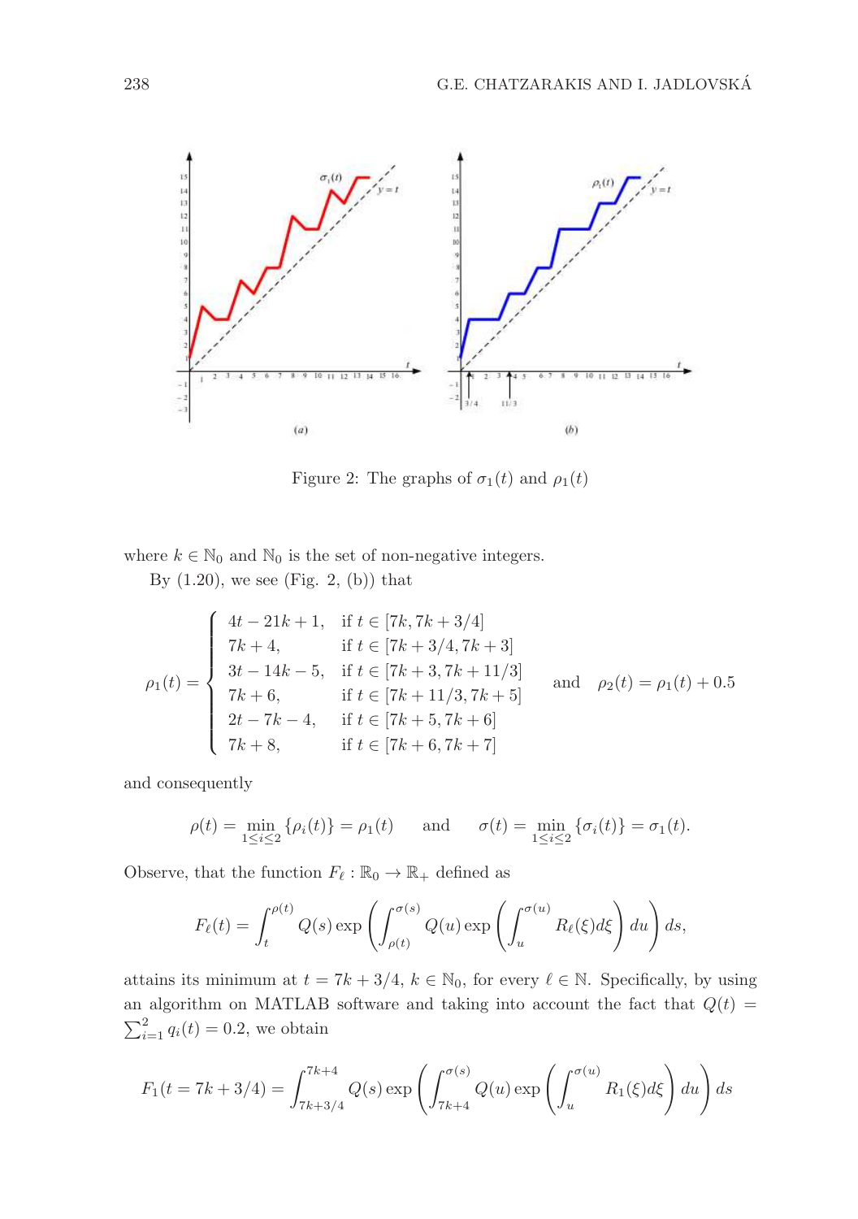Figure 2: The graphs of $\sigma_1(t)$ and $\rho_1(t)$

where $k \in \mathbb{N}_0$ and $\mathbb{N}_0$ is the set of non-negative integers.

By (1.20), we see (Fig. 2, (b)) that

$$\rho_1(t) = \begin{cases} 4t - 21k + 1, & \text{if } t \in [7k, 7k + 3/4] \\ 7k + 4, & \text{if } t \in [7k + 3/4, 7k + 3] \\ 3t - 14k - 5, & \text{if } t \in [7k + 3, 7k + 11/3] \\ 7k + 6, & \text{if } t \in [7k + 11/3, 7k + 5] \\ 2t - 7k - 4, & \text{if } t \in [7k + 5, 7k + 6] \\ 7k + 8, & \text{if } t \in [7k + 6, 7k + 7] \end{cases} \quad \text{and} \quad \rho_2(t) = \rho_1(t) + 0.5$$

and consequently

$$\rho(t) = \min_{1 \le i \le 2} \{\rho_i(t)\} = \rho_1(t) \qquad \text{and} \qquad \sigma(t) = \min_{1 \le i \le 2} \{\sigma_i(t)\} = \sigma_1(t).$$

Observe, that the function $F_\ell : \mathbb{R}_0 \to \mathbb{R}_+$ defined as

$$F_\ell(t) = \int_t^{\rho(t)} Q(s) \exp\left( \int_{\rho(t)}^{\sigma(s)} Q(u) \exp\left( \int_u^{\sigma(u)} R_\ell(\xi) d\xi \right) du \right) ds,$$

attains its minimum at $t = 7k + 3/4$, $k \in \mathbb{N}_0$, for every $\ell \in \mathbb{N}$. Specifically, by using an algorithm on MATLAB software and taking into account the fact that $Q(t) = \sum_{i=1}^{2} q_i(t) = 0.2$, we obtain

$$F_1(t = 7k + 3/4) = \int_{7k+3/4}^{7k+4} Q(s) \exp\left( \int_{7k+4}^{\sigma(s)} Q(u) \exp\left( \int_u^{\sigma(u)} R_1(\xi) d\xi \right) du \right) ds$$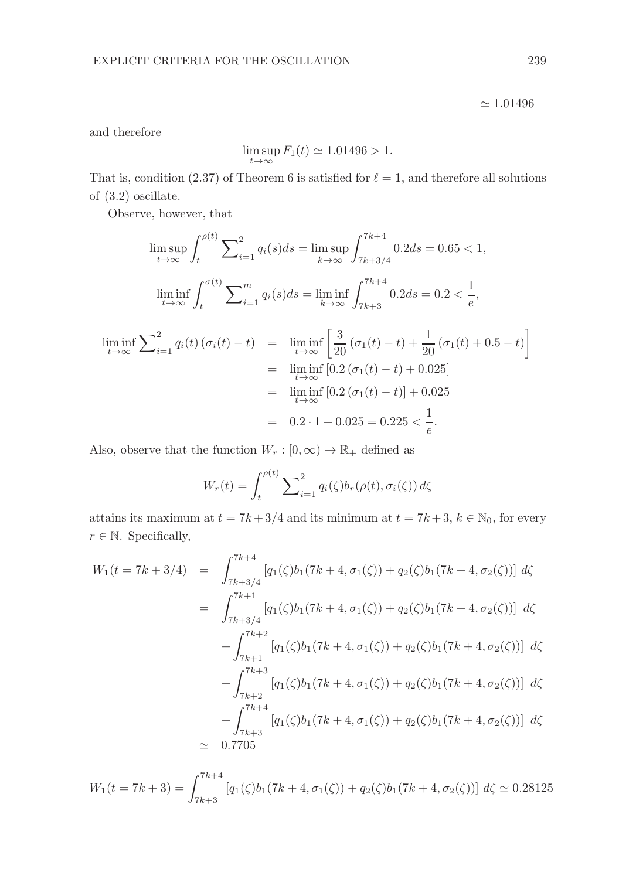$$\simeq 1.01496$$

and therefore

$$\limsup_{t\to\infty} F_1(t) \simeq 1.01496 > 1.$$

That is, condition (2.37) of Theorem 6 is satisfied for $\ell = 1$, and therefore all solutions of (3.2) oscillate.

Observe, however, that

$$\limsup_{t\to\infty} \int_t^{\rho(t)} \sum\nolimits_{i=1}^{2} q_i(s)ds = \limsup_{k\to\infty} \int_{7k+3/4}^{7k+4} 0.2ds = 0.65 < 1,$$

$$\liminf_{t\to\infty} \int_t^{\sigma(t)} \sum\nolimits_{i=1}^{m} q_i(s)ds = \liminf_{k\to\infty} \int_{7k+3}^{7k+4} 0.2ds = 0.2 < \frac{1}{e},$$

$$\begin{aligned}
\liminf_{t\to\infty} \sum\nolimits_{i=1}^{2} q_i(t)\left(\sigma_i(t)-t\right) &= \liminf_{t\to\infty} \left[\frac{3}{20}\left(\sigma_1(t)-t\right) + \frac{1}{20}\left(\sigma_1(t)+0.5-t\right)\right] \\
&= \liminf_{t\to\infty} \left[0.2\left(\sigma_1(t)-t\right)+0.025\right] \\
&= \liminf_{t\to\infty} \left[0.2\left(\sigma_1(t)-t\right)\right]+0.025 \\
&= 0.2\cdot 1 + 0.025 = 0.225 < \frac{1}{e}.
\end{aligned}$$

Also, observe that the function $W_r : [0,\infty) \to \mathbb{R}_+$ defined as

$$W_r(t) = \int_t^{\rho(t)} \sum\nolimits_{i=1}^{2} q_i(\zeta) b_r(\rho(t), \sigma_i(\zeta))\, d\zeta$$

attains its maximum at $t = 7k+3/4$ and its minimum at $t = 7k+3$, $k \in \mathbb{N}_0$, for every $r \in \mathbb{N}$. Specifically,

$$\begin{aligned}
W_1(t=7k+3/4) &= \int_{7k+3/4}^{7k+4} \left[q_1(\zeta)b_1(7k+4,\sigma_1(\zeta)) + q_2(\zeta)b_1(7k+4,\sigma_2(\zeta))\right]\, d\zeta \\
&= \int_{7k+3/4}^{7k+1} \left[q_1(\zeta)b_1(7k+4,\sigma_1(\zeta)) + q_2(\zeta)b_1(7k+4,\sigma_2(\zeta))\right]\, d\zeta \\
&\quad + \int_{7k+1}^{7k+2} \left[q_1(\zeta)b_1(7k+4,\sigma_1(\zeta)) + q_2(\zeta)b_1(7k+4,\sigma_2(\zeta))\right]\, d\zeta \\
&\quad + \int_{7k+2}^{7k+3} \left[q_1(\zeta)b_1(7k+4,\sigma_1(\zeta)) + q_2(\zeta)b_1(7k+4,\sigma_2(\zeta))\right]\, d\zeta \\
&\quad + \int_{7k+3}^{7k+4} \left[q_1(\zeta)b_1(7k+4,\sigma_1(\zeta)) + q_2(\zeta)b_1(7k+4,\sigma_2(\zeta))\right]\, d\zeta \\
&\simeq 0.7705
\end{aligned}$$

$$W_1(t=7k+3) = \int_{7k+3}^{7k+4} \left[q_1(\zeta)b_1(7k+4,\sigma_1(\zeta)) + q_2(\zeta)b_1(7k+4,\sigma_2(\zeta))\right]\, d\zeta \simeq 0.28125$$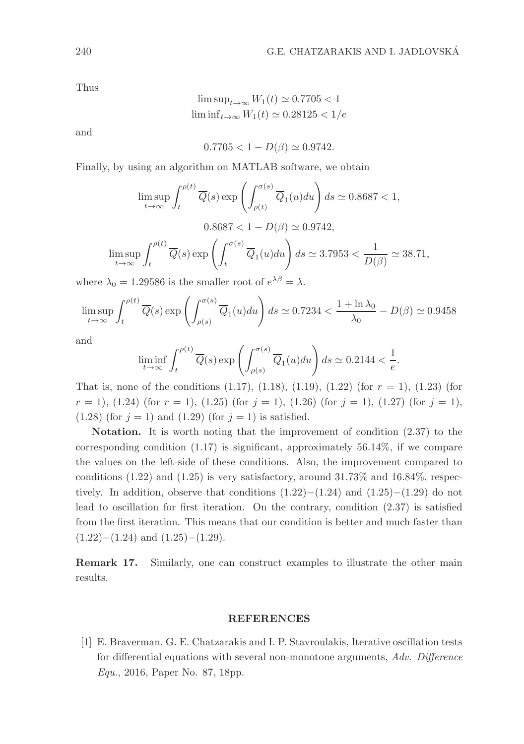Thus

$$\limsup_{t\to\infty} W_1(t) \simeq 0.7705 < 1$$
$$\liminf_{t\to\infty} W_1(t) \simeq 0.28125 < 1/e$$

and

$$0.7705 < 1 - D(\beta) \simeq 0.9742.$$

Finally, by using an algorithm on MATLAB software, we obtain

$$\limsup_{t\to\infty} \int_t^{\rho(t)} \overline{Q}(s) \exp\left( \int_{\rho(t)}^{\sigma(s)} \overline{Q}_1(u)du \right) ds \simeq 0.8687 < 1,$$

$$0.8687 < 1 - D(\beta) \simeq 0.9742,$$

$$\limsup_{t\to\infty} \int_t^{\rho(t)} \overline{Q}(s) \exp\left( \int_t^{\sigma(s)} \overline{Q}_1(u)du \right) ds \simeq 3.7953 < \frac{1}{D(\beta)} \simeq 38.71,$$

where $\lambda_0 = 1.29586$ is the smaller root of $e^{\lambda\beta} = \lambda$.

$$\limsup_{t\to\infty} \int_t^{\rho(t)} \overline{Q}(s) \exp\left( \int_{\rho(s)}^{\sigma(s)} \overline{Q}_1(u)du \right) ds \simeq 0.7234 < \frac{1 + \ln \lambda_0}{\lambda_0} - D(\beta) \simeq 0.9458$$

and

$$\liminf_{t\to\infty} \int_t^{\rho(t)} \overline{Q}(s) \exp\left( \int_{\rho(s)}^{\sigma(s)} \overline{Q}_1(u)du \right) ds \simeq 0.2144 < \frac{1}{e}.$$

That is, none of the conditions (1.17), (1.18), (1.19), (1.22) (for $r = 1$), (1.23) (for $r = 1$), (1.24) (for $r = 1$), (1.25) (for $j = 1$), (1.26) (for $j = 1$), (1.27) (for $j = 1$), (1.28) (for $j = 1$) and (1.29) (for $j = 1$) is satisfied.

**Notation.** It is worth noting that the improvement of condition (2.37) to the corresponding condition (1.17) is significant, approximately 56.14%, if we compare the values on the left-side of these conditions. Also, the improvement compared to conditions (1.22) and (1.25) is very satisfactory, around 31.73% and 16.84%, respectively. In addition, observe that conditions (1.22)−(1.24) and (1.25)−(1.29) do not lead to oscillation for first iteration. On the contrary, condition (2.37) is satisfied from the first iteration. This means that our condition is better and much faster than (1.22)−(1.24) and (1.25)−(1.29).

**Remark 17.** Similarly, one can construct examples to illustrate the other main results.

## REFERENCES

[1] E. Braverman, G. E. Chatzarakis and I. P. Stavroulakis, Iterative oscillation tests for differential equations with several non-monotone arguments, *Adv. Difference Equ.*, 2016, Paper No. 87, 18pp.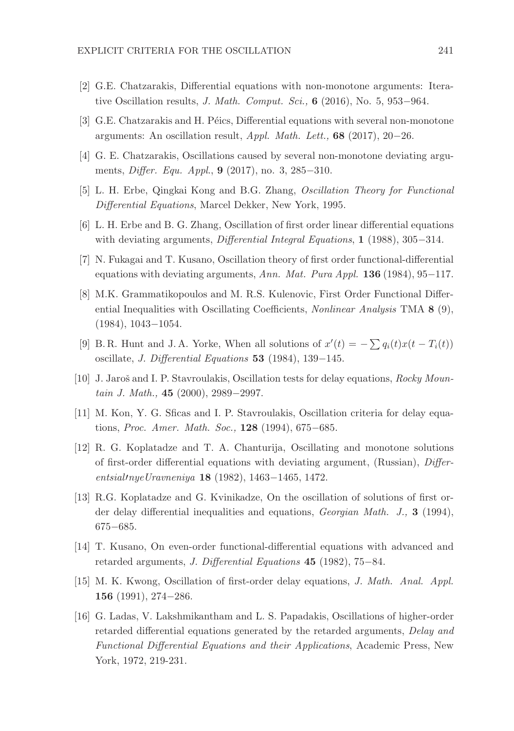[2] G.E. Chatzarakis, Differential equations with non-monotone arguments: Iterative Oscillation results, *J. Math. Comput. Sci.,* **6** (2016), No. 5, 953−964.

[3] G.E. Chatzarakis and H. Péics, Differential equations with several non-monotone arguments: An oscillation result, *Appl. Math. Lett.,* **68** (2017), 20−26.

[4] G. E. Chatzarakis, Oscillations caused by several non-monotone deviating arguments, *Differ. Equ. Appl.*, **9** (2017), no. 3, 285−310.

[5] L. H. Erbe, Qingkai Kong and B.G. Zhang, *Oscillation Theory for Functional Differential Equations*, Marcel Dekker, New York, 1995.

[6] L. H. Erbe and B. G. Zhang, Oscillation of first order linear differential equations with deviating arguments, *Differential Integral Equations*, **1** (1988), 305−314.

[7] N. Fukagai and T. Kusano, Oscillation theory of first order functional-differential equations with deviating arguments, *Ann. Mat. Pura Appl.* **136** (1984), 95−117.

[8] M.K. Grammatikopoulos and M. R.S. Kulenovic, First Order Functional Differential Inequalities with Oscillating Coefficients, *Nonlinear Analysis* TMA **8** (9), (1984), 1043−1054.

[9] B. R. Hunt and J. A. Yorke, When all solutions of $x'(t) = -\sum q_i(t)x(t - T_i(t))$ oscillate, *J. Differential Equations* **53** (1984), 139−145.

[10] J. Jaroš and I. P. Stavroulakis, Oscillation tests for delay equations, *Rocky Mountain J. Math.,* **45** (2000), 2989−2997.

[11] M. Kon, Y. G. Sficas and I. P. Stavroulakis, Oscillation criteria for delay equations, *Proc. Amer. Math. Soc.,* **128** (1994), 675−685.

[12] R. G. Koplatadze and T. A. Chanturija, Oscillating and monotone solutions of first-order differential equations with deviating argument, (Russian), *Differentsial′nyeUravneniya* **18** (1982), 1463−1465, 1472.

[13] R.G. Koplatadze and G. Kvinikadze, On the oscillation of solutions of first order delay differential inequalities and equations, *Georgian Math. J.,* **3** (1994), 675−685.

[14] T. Kusano, On even-order functional-differential equations with advanced and retarded arguments, *J. Differential Equations* **45** (1982), 75−84.

[15] M. K. Kwong, Oscillation of first-order delay equations, *J. Math. Anal. Appl.* **156** (1991), 274−286.

[16] G. Ladas, V. Lakshmikantham and L. S. Papadakis, Oscillations of higher-order retarded differential equations generated by the retarded arguments, *Delay and Functional Differential Equations and their Applications*, Academic Press, New York, 1972, 219-231.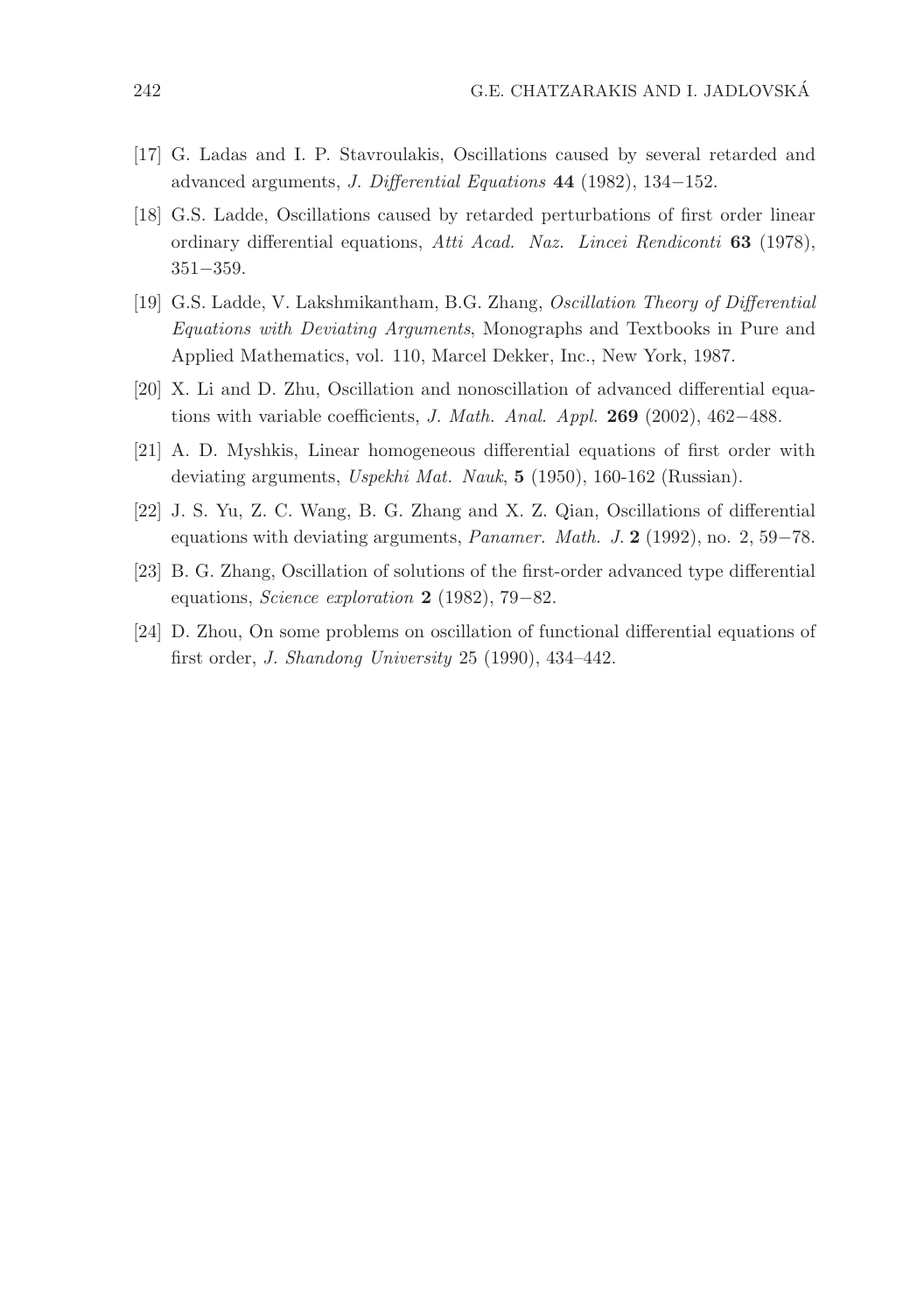[17] G. Ladas and I. P. Stavroulakis, Oscillations caused by several retarded and advanced arguments, *J. Differential Equations* **44** (1982), 134−152.

[18] G.S. Ladde, Oscillations caused by retarded perturbations of first order linear ordinary differential equations, *Atti Acad. Naz. Lincei Rendiconti* **63** (1978), 351−359.

[19] G.S. Ladde, V. Lakshmikantham, B.G. Zhang, *Oscillation Theory of Differential Equations with Deviating Arguments*, Monographs and Textbooks in Pure and Applied Mathematics, vol. 110, Marcel Dekker, Inc., New York, 1987.

[20] X. Li and D. Zhu, Oscillation and nonoscillation of advanced differential equations with variable coefficients, *J. Math. Anal. Appl.* **269** (2002), 462−488.

[21] A. D. Myshkis, Linear homogeneous differential equations of first order with deviating arguments, *Uspekhi Mat. Nauk*, **5** (1950), 160-162 (Russian).

[22] J. S. Yu, Z. C. Wang, B. G. Zhang and X. Z. Qian, Oscillations of differential equations with deviating arguments, *Panamer. Math. J.* **2** (1992), no. 2, 59−78.

[23] B. G. Zhang, Oscillation of solutions of the first-order advanced type differential equations, *Science exploration* **2** (1982), 79−82.

[24] D. Zhou, On some problems on oscillation of functional differential equations of first order, *J. Shandong University* 25 (1990), 434–442.